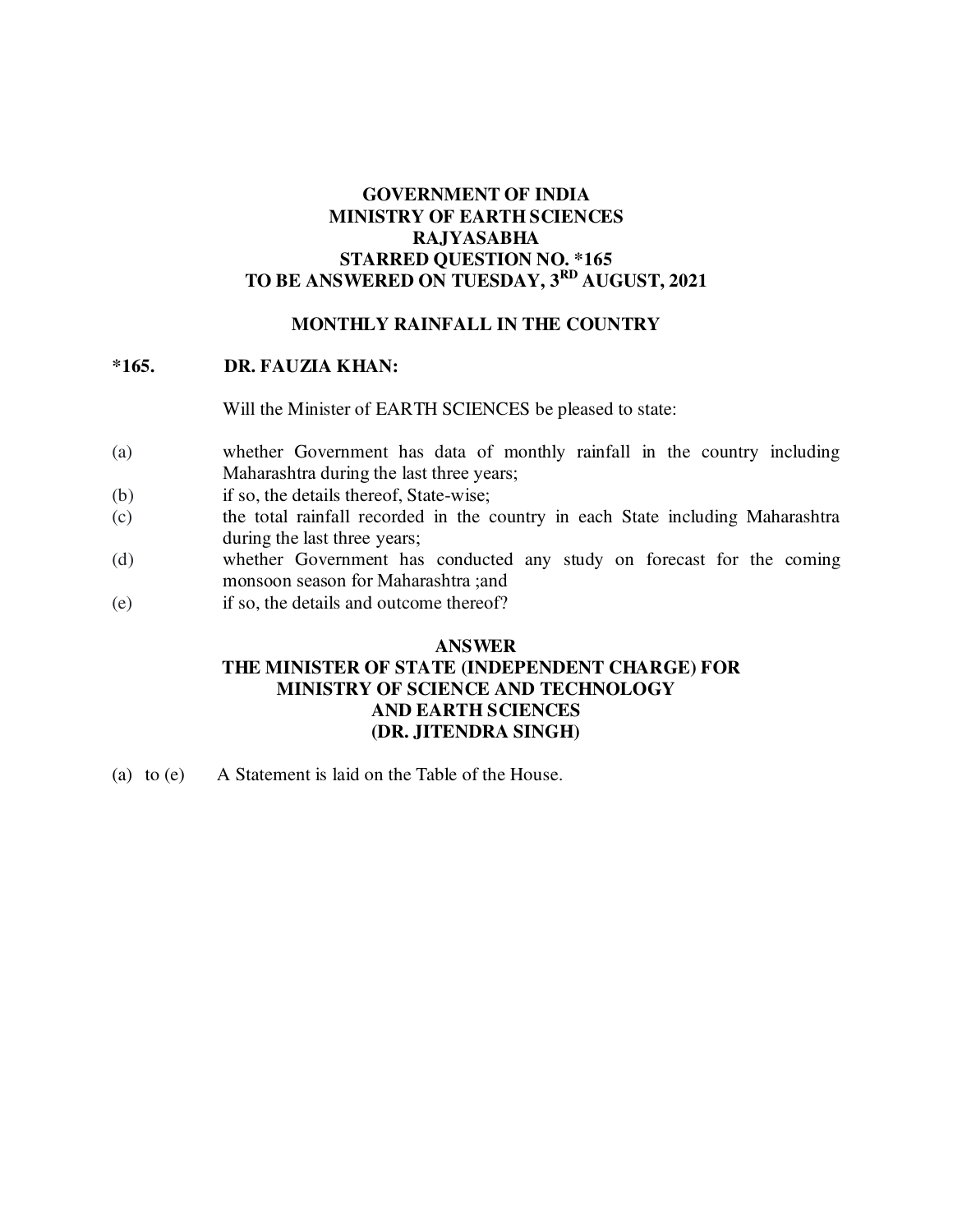**GOVERNMENT OF INDIA**
**MINISTRY OF EARTH SCIENCES**
**RAJYASABHA**
**STARRED QUESTION NO. *165**
**TO BE ANSWERED ON TUESDAY, 3RD AUGUST, 2021**

**MONTHLY RAINFALL IN THE COUNTRY**

**\*165. DR. FAUZIA KHAN:**

Will the Minister of EARTH SCIENCES be pleased to state:

(a) whether Government has data of monthly rainfall in the country including Maharashtra during the last three years;

(b) if so, the details thereof, State-wise;

(c) the total rainfall recorded in the country in each State including Maharashtra during the last three years;

(d) whether Government has conducted any study on forecast for the coming monsoon season for Maharashtra ;and

(e) if so, the details and outcome thereof?

**ANSWER**
**THE MINISTER OF STATE (INDEPENDENT CHARGE) FOR MINISTRY OF SCIENCE AND TECHNOLOGY AND EARTH SCIENCES**
**(DR. JITENDRA SINGH)**

(a) to (e) A Statement is laid on the Table of the House.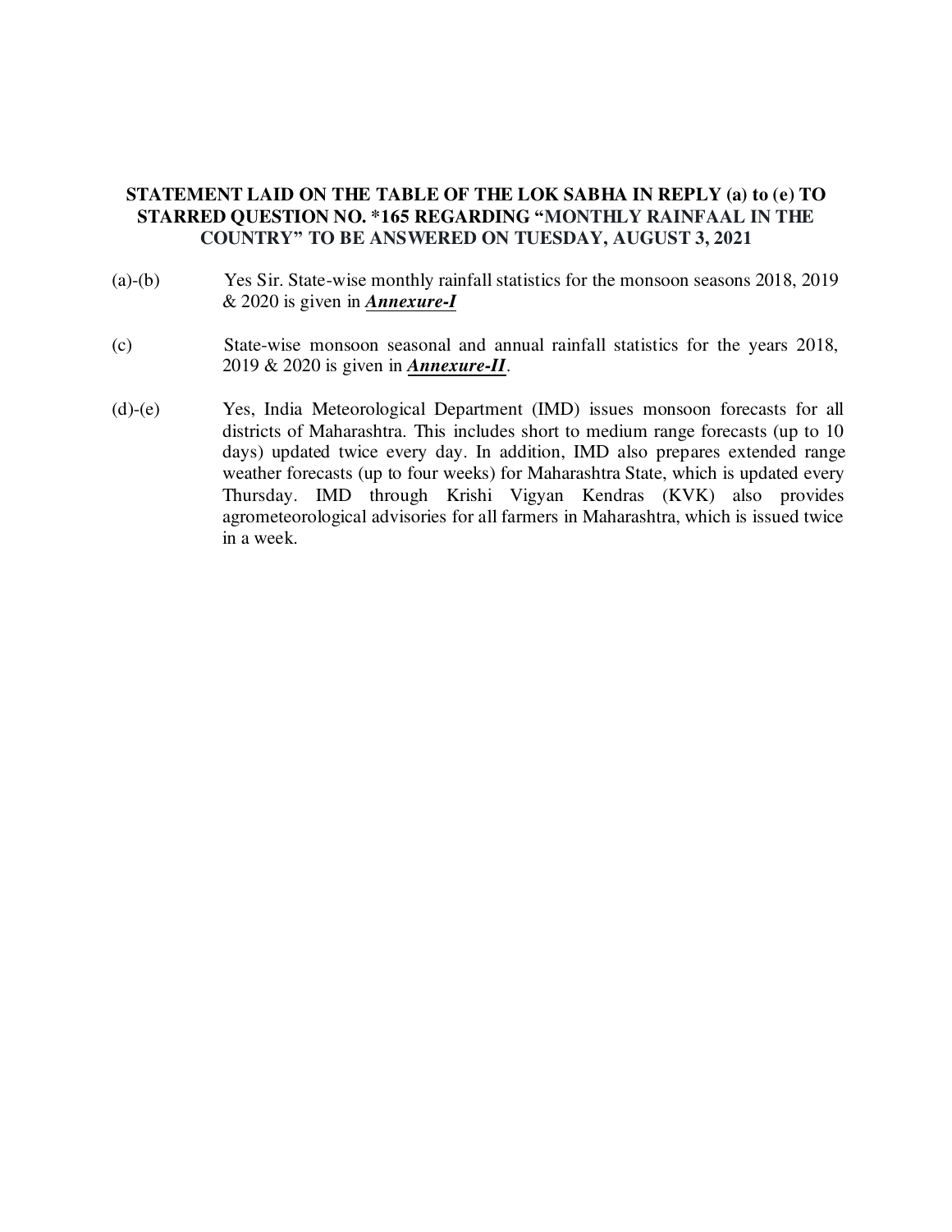**STATEMENT LAID ON THE TABLE OF THE LOK SABHA IN REPLY (a) to (e) TO STARRED QUESTION NO. *165 REGARDING "MONTHLY RAINFAAL IN THE COUNTRY" TO BE ANSWERED ON TUESDAY, AUGUST 3, 2021**

(a)-(b) Yes Sir. State-wise monthly rainfall statistics for the monsoon seasons 2018, 2019 & 2020 is given in ***Annexure-I***

(c) State-wise monsoon seasonal and annual rainfall statistics for the years 2018, 2019 & 2020 is given in ***Annexure-II***.

(d)-(e) Yes, India Meteorological Department (IMD) issues monsoon forecasts for all districts of Maharashtra. This includes short to medium range forecasts (up to 10 days) updated twice every day. In addition, IMD also prepares extended range weather forecasts (up to four weeks) for Maharashtra State, which is updated every Thursday. IMD through Krishi Vigyan Kendras (KVK) also provides agrometeorological advisories for all farmers in Maharashtra, which is issued twice in a week.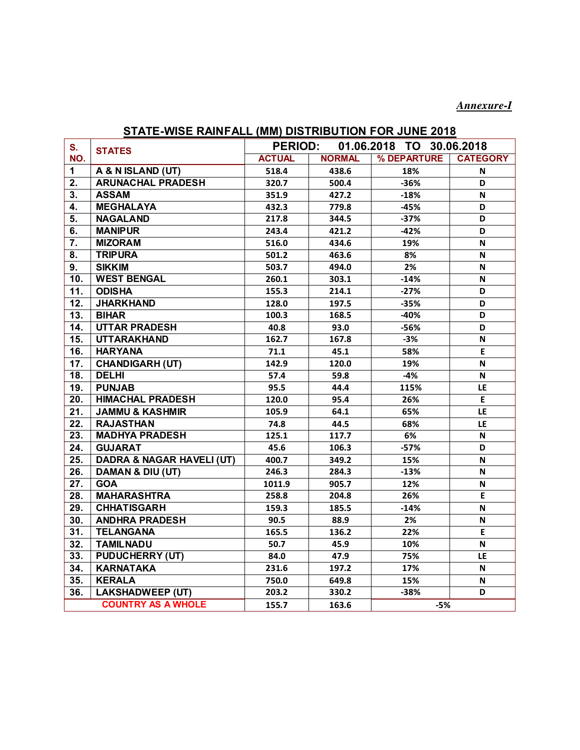*Annexure-I*

## STATE-WISE RAINFALL (MM) DISTRIBUTION FOR JUNE 2018

| S. NO. | STATES | PERIOD: 01.06.2018 TO 30.06.2018 | | | |
|---|---|---|---|---|---|
| | | ACTUAL | NORMAL | % DEPARTURE | CATEGORY |
| 1 | A & N ISLAND (UT) | 518.4 | 438.6 | 18% | N |
| 2. | ARUNACHAL PRADESH | 320.7 | 500.4 | -36% | D |
| 3. | ASSAM | 351.9 | 427.2 | -18% | N |
| 4. | MEGHALAYA | 432.3 | 779.8 | -45% | D |
| 5. | NAGALAND | 217.8 | 344.5 | -37% | D |
| 6. | MANIPUR | 243.4 | 421.2 | -42% | D |
| 7. | MIZORAM | 516.0 | 434.6 | 19% | N |
| 8. | TRIPURA | 501.2 | 463.6 | 8% | N |
| 9. | SIKKIM | 503.7 | 494.0 | 2% | N |
| 10. | WEST BENGAL | 260.1 | 303.1 | -14% | N |
| 11. | ODISHA | 155.3 | 214.1 | -27% | D |
| 12. | JHARKHAND | 128.0 | 197.5 | -35% | D |
| 13. | BIHAR | 100.3 | 168.5 | -40% | D |
| 14. | UTTAR PRADESH | 40.8 | 93.0 | -56% | D |
| 15. | UTTARAKHAND | 162.7 | 167.8 | -3% | N |
| 16. | HARYANA | 71.1 | 45.1 | 58% | E |
| 17. | CHANDIGARH (UT) | 142.9 | 120.0 | 19% | N |
| 18. | DELHI | 57.4 | 59.8 | -4% | N |
| 19. | PUNJAB | 95.5 | 44.4 | 115% | LE |
| 20. | HIMACHAL PRADESH | 120.0 | 95.4 | 26% | E |
| 21. | JAMMU & KASHMIR | 105.9 | 64.1 | 65% | LE |
| 22. | RAJASTHAN | 74.8 | 44.5 | 68% | LE |
| 23. | MADHYA PRADESH | 125.1 | 117.7 | 6% | N |
| 24. | GUJARAT | 45.6 | 106.3 | -57% | D |
| 25. | DADRA & NAGAR HAVELI (UT) | 400.7 | 349.2 | 15% | N |
| 26. | DAMAN & DIU (UT) | 246.3 | 284.3 | -13% | N |
| 27. | GOA | 1011.9 | 905.7 | 12% | N |
| 28. | MAHARASHTRA | 258.8 | 204.8 | 26% | E |
| 29. | CHHATISGARH | 159.3 | 185.5 | -14% | N |
| 30. | ANDHRA PRADESH | 90.5 | 88.9 | 2% | N |
| 31. | TELANGANA | 165.5 | 136.2 | 22% | E |
| 32. | TAMILNADU | 50.7 | 45.9 | 10% | N |
| 33. | PUDUCHERRY (UT) | 84.0 | 47.9 | 75% | LE |
| 34. | KARNATAKA | 231.6 | 197.2 | 17% | N |
| 35. | KERALA | 750.0 | 649.8 | 15% | N |
| 36. | LAKSHADWEEP (UT) | 203.2 | 330.2 | -38% | D |
| | COUNTRY AS A WHOLE | 155.7 | 163.6 | -5% | |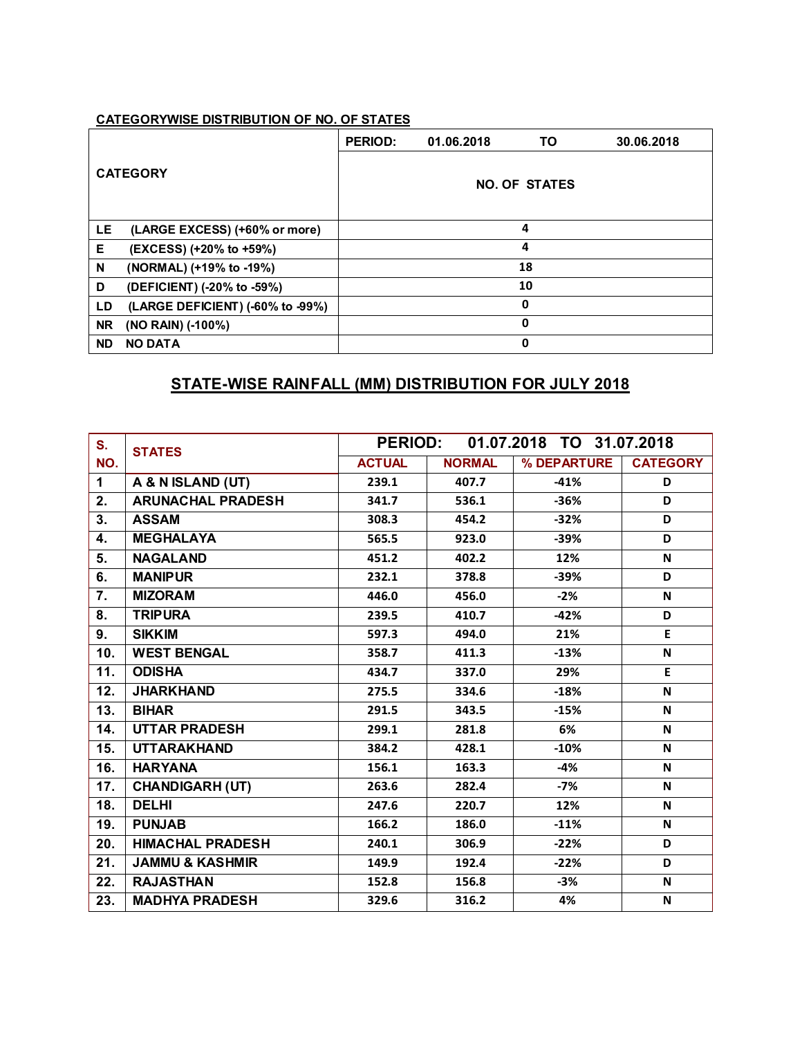**CATEGORYWISE DISTRIBUTION OF NO. OF STATES**

| CATEGORY | PERID: 01.06.2018 TO 30.06.2018 |
|---|---|
| | NO. OF STATES |
| LE (LARGE EXCESS) (+60% or more) | 4 |
| E (EXCESS) (+20% to +59%) | 4 |
| N (NORMAL) (+19% to -19%) | 18 |
| D (DEFICIENT) (-20% to -59%) | 10 |
| LD (LARGE DEFICIENT) (-60% to -99%) | 0 |
| NR (NO RAIN) (-100%) | 0 |
| ND NO DATA | 0 |

## STATE-WISE RAINFALL (MM) DISTRIBUTION FOR JULY 2018

| S. NO. | STATES | PERIOD: 01.07.2018 TO 31.07.2018 | | | |
|---|---|---|---|---|---|
| | | ACTUAL | NORMAL | % DEPARTURE | CATEGORY |
| 1 | A & N ISLAND (UT) | 239.1 | 407.7 | -41% | D |
| 2. | ARUNACHAL PRADESH | 341.7 | 536.1 | -36% | D |
| 3. | ASSAM | 308.3 | 454.2 | -32% | D |
| 4. | MEGHALAYA | 565.5 | 923.0 | -39% | D |
| 5. | NAGALAND | 451.2 | 402.2 | 12% | N |
| 6. | MANIPUR | 232.1 | 378.8 | -39% | D |
| 7. | MIZORAM | 446.0 | 456.0 | -2% | N |
| 8. | TRIPURA | 239.5 | 410.7 | -42% | D |
| 9. | SIKKIM | 597.3 | 494.0 | 21% | E |
| 10. | WEST BENGAL | 358.7 | 411.3 | -13% | N |
| 11. | ODISHA | 434.7 | 337.0 | 29% | E |
| 12. | JHARKHAND | 275.5 | 334.6 | -18% | N |
| 13. | BIHAR | 291.5 | 343.5 | -15% | N |
| 14. | UTTAR PRADESH | 299.1 | 281.8 | 6% | N |
| 15. | UTTARAKHAND | 384.2 | 428.1 | -10% | N |
| 16. | HARYANA | 156.1 | 163.3 | -4% | N |
| 17. | CHANDIGARH (UT) | 263.6 | 282.4 | -7% | N |
| 18. | DELHI | 247.6 | 220.7 | 12% | N |
| 19. | PUNJAB | 166.2 | 186.0 | -11% | N |
| 20. | HIMACHAL PRADESH | 240.1 | 306.9 | -22% | D |
| 21. | JAMMU & KASHMIR | 149.9 | 192.4 | -22% | D |
| 22. | RAJASTHAN | 152.8 | 156.8 | -3% | N |
| 23. | MADHYA PRADESH | 329.6 | 316.2 | 4% | N |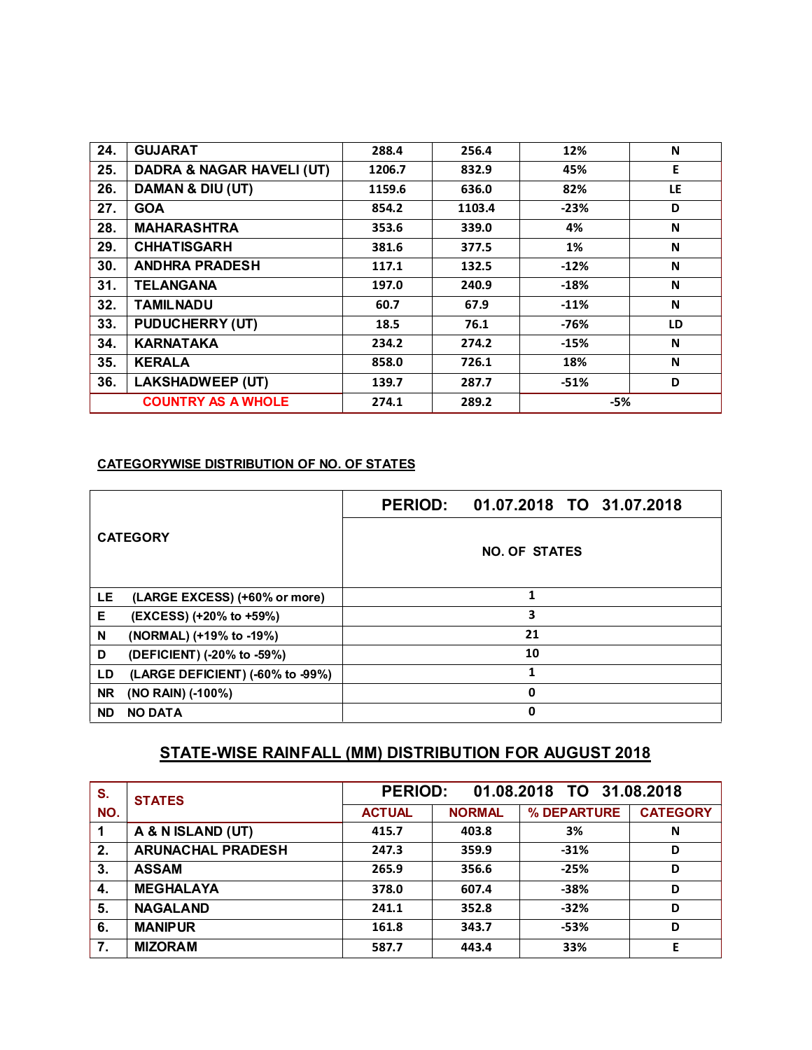| 24. | GUJARAT | 288.4 | 256.4 | 12% | N |
|---|---|---|---|---|---|
| 25. | DADRA & NAGAR HAVELI (UT) | 1206.7 | 832.9 | 45% | E |
| 26. | DAMAN & DIU (UT) | 1159.6 | 636.0 | 82% | LE |
| 27. | GOA | 854.2 | 1103.4 | -23% | D |
| 28. | MAHARASHTRA | 353.6 | 339.0 | 4% | N |
| 29. | CHHATISGARH | 381.6 | 377.5 | 1% | N |
| 30. | ANDHRA PRADESH | 117.1 | 132.5 | -12% | N |
| 31. | TELANGANA | 197.0 | 240.9 | -18% | N |
| 32. | TAMILNADU | 60.7 | 67.9 | -11% | N |
| 33. | PUDUCHERRY (UT) | 18.5 | 76.1 | -76% | LD |
| 34. | KARNATAKA | 234.2 | 274.2 | -15% | N |
| 35. | KERALA | 858.0 | 726.1 | 18% | N |
| 36. | LAKSHADWEEP (UT) | 139.7 | 287.7 | -51% | D |
| | COUNTRY AS A WHOLE | 274.1 | 289.2 | -5% | |

**CATEGORYWISE DISTRIBUTION OF NO. OF STATES**

| CATEGORY | PERIOD: 01.07.2018 TO 31.07.2018 |
|---|---|
| | NO. OF STATES |
| LE (LARGE EXCESS) (+60% or more) | 1 |
| E (EXCESS) (+20% to +59%) | 3 |
| N (NORMAL) (+19% to -19%) | 21 |
| D (DEFICIENT) (-20% to -59%) | 10 |
| LD (LARGE DEFICIENT) (-60% to -99%) | 1 |
| NR (NO RAIN) (-100%) | 0 |
| ND NO DATA | 0 |

## STATE-WISE RAINFALL (MM) DISTRIBUTION FOR AUGUST 2018

| S. NO. | STATES | PERIOD: 01.08.2018 TO 31.08.2018 | | | |
|---|---|---|---|---|---|
| | | ACTUAL | NORMAL | % DEPARTURE | CATEGORY |
| 1 | A & N ISLAND (UT) | 415.7 | 403.8 | 3% | N |
| 2. | ARUNACHAL PRADESH | 247.3 | 359.9 | -31% | D |
| 3. | ASSAM | 265.9 | 356.6 | -25% | D |
| 4. | MEGHALAYA | 378.0 | 607.4 | -38% | D |
| 5. | NAGALAND | 241.1 | 352.8 | -32% | D |
| 6. | MANIPUR | 161.8 | 343.7 | -53% | D |
| 7. | MIZORAM | 587.7 | 443.4 | 33% | E |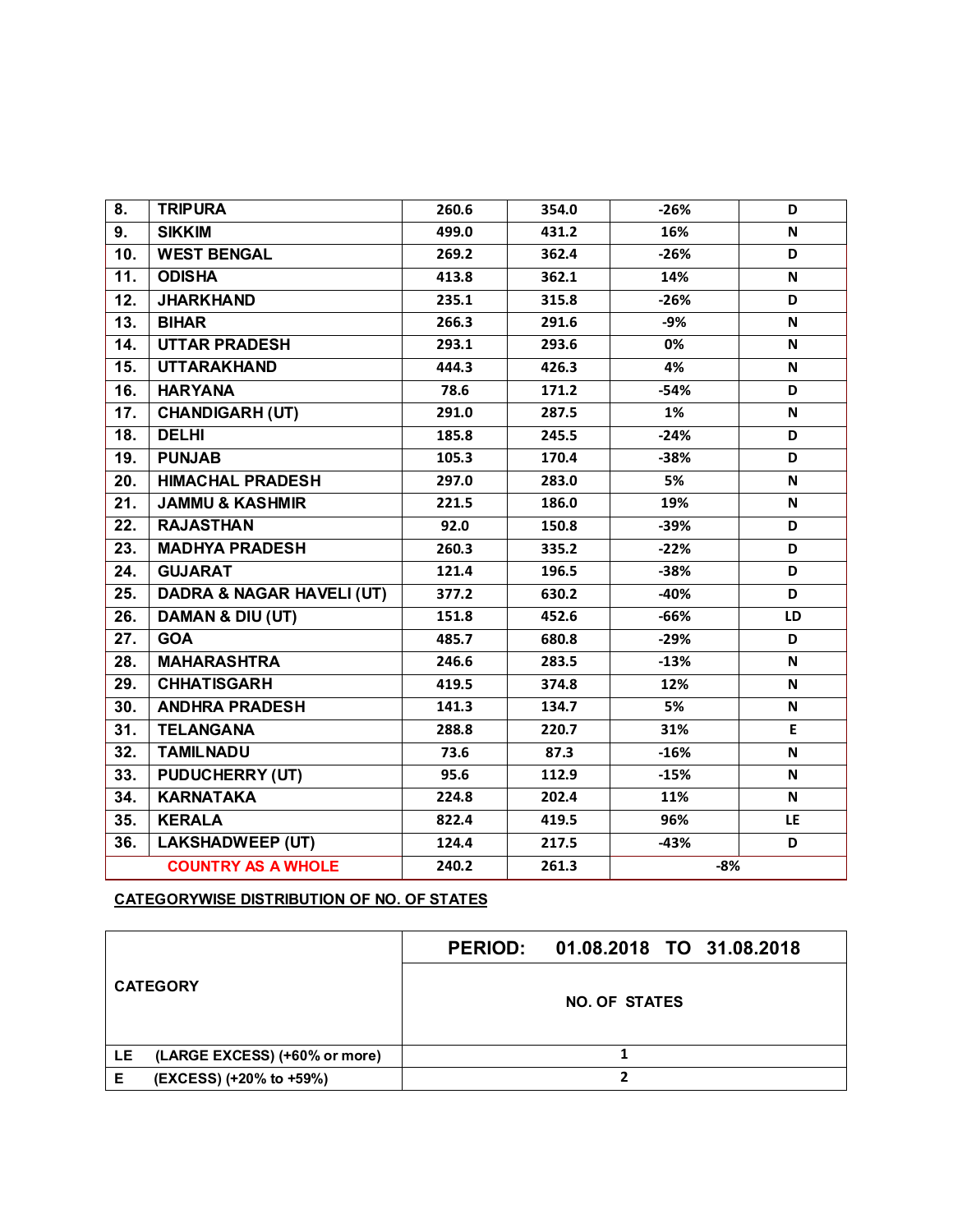| | | | | | |
|---|---|---|---|---|---|
| 8. | TRIPURA | 260.6 | 354.0 | -26% | D |
| 9. | SIKKIM | 499.0 | 431.2 | 16% | N |
| 10. | WEST BENGAL | 269.2 | 362.4 | -26% | D |
| 11. | ODISHA | 413.8 | 362.1 | 14% | N |
| 12. | JHARKHAND | 235.1 | 315.8 | -26% | D |
| 13. | BIHAR | 266.3 | 291.6 | -9% | N |
| 14. | UTTAR PRADESH | 293.1 | 293.6 | 0% | N |
| 15. | UTTARAKHAND | 444.3 | 426.3 | 4% | N |
| 16. | HARYANA | 78.6 | 171.2 | -54% | D |
| 17. | CHANDIGARH (UT) | 291.0 | 287.5 | 1% | N |
| 18. | DELHI | 185.8 | 245.5 | -24% | D |
| 19. | PUNJAB | 105.3 | 170.4 | -38% | D |
| 20. | HIMACHAL PRADESH | 297.0 | 283.0 | 5% | N |
| 21. | JAMMU & KASHMIR | 221.5 | 186.0 | 19% | N |
| 22. | RAJASTHAN | 92.0 | 150.8 | -39% | D |
| 23. | MADHYA PRADESH | 260.3 | 335.2 | -22% | D |
| 24. | GUJARAT | 121.4 | 196.5 | -38% | D |
| 25. | DADRA & NAGAR HAVELI (UT) | 377.2 | 630.2 | -40% | D |
| 26. | DAMAN & DIU (UT) | 151.8 | 452.6 | -66% | LD |
| 27. | GOA | 485.7 | 680.8 | -29% | D |
| 28. | MAHARASHTRA | 246.6 | 283.5 | -13% | N |
| 29. | CHHATISGARH | 419.5 | 374.8 | 12% | N |
| 30. | ANDHRA PRADESH | 141.3 | 134.7 | 5% | N |
| 31. | TELANGANA | 288.8 | 220.7 | 31% | E |
| 32. | TAMILNADU | 73.6 | 87.3 | -16% | N |
| 33. | PUDUCHERRY (UT) | 95.6 | 112.9 | -15% | N |
| 34. | KARNATAKA | 224.8 | 202.4 | 11% | N |
| 35. | KERALA | 822.4 | 419.5 | 96% | LE |
| 36. | LAKSHADWEEP (UT) | 124.4 | 217.5 | -43% | D |
| | COUNTRY AS A WHOLE | 240.2 | 261.3 | -8% | |

**CATEGORYWISE DISTRIBUTION OF NO. OF STATES**

| CATEGORY | PERIOD: 01.08.2018 TO 31.08.2018 |
|---|---|
| | NO. OF STATES |
| LE (LARGE EXCESS) (+60% or more) | 1 |
| E (EXCESS) (+20% to +59%) | 2 |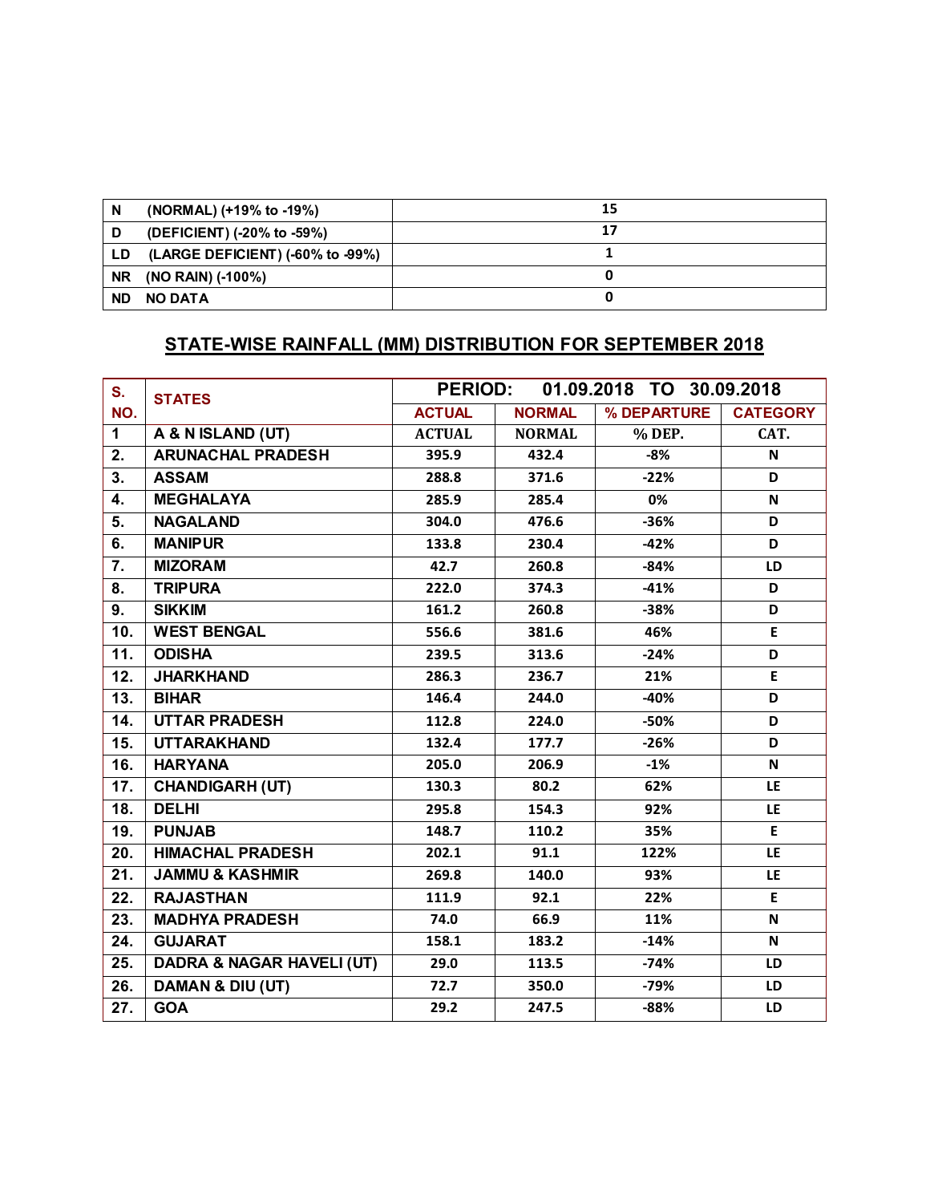| | |
|---|---|
| N (NORMAL) (+19% to -19%) | 15 |
| D (DEFICIENT) (-20% to -59%) | 17 |
| LD (LARGE DEFICIENT) (-60% to -99%) | 1 |
| NR (NO RAIN) (-100%) | 0 |
| ND NO DATA | 0 |

## STATE-WISE RAINFALL (MM) DISTRIBUTION FOR SEPTEMBER 2018

| S. NO. | STATES | PERIOD: 01.09.2018 TO 30.09.2018 | | | |
|---|---|---|---|---|---|
| | | ACTUAL | NORMAL | % DEPARTURE | CATEGORY |
| 1 | A & N ISLAND (UT) | ACTUAL | NORMAL | % DEP. | CAT. |
| 2. | ARUNACHAL PRADESH | 395.9 | 432.4 | -8% | N |
| 3. | ASSAM | 288.8 | 371.6 | -22% | D |
| 4. | MEGHALAYA | 285.9 | 285.4 | 0% | N |
| 5. | NAGALAND | 304.0 | 476.6 | -36% | D |
| 6. | MANIPUR | 133.8 | 230.4 | -42% | D |
| 7. | MIZORAM | 42.7 | 260.8 | -84% | LD |
| 8. | TRIPURA | 222.0 | 374.3 | -41% | D |
| 9. | SIKKIM | 161.2 | 260.8 | -38% | D |
| 10. | WEST BENGAL | 556.6 | 381.6 | 46% | E |
| 11. | ODISHA | 239.5 | 313.6 | -24% | D |
| 12. | JHARKHAND | 286.3 | 236.7 | 21% | E |
| 13. | BIHAR | 146.4 | 244.0 | -40% | D |
| 14. | UTTAR PRADESH | 112.8 | 224.0 | -50% | D |
| 15. | UTTARAKHAND | 132.4 | 177.7 | -26% | D |
| 16. | HARYANA | 205.0 | 206.9 | -1% | N |
| 17. | CHANDIGARH (UT) | 130.3 | 80.2 | 62% | LE |
| 18. | DELHI | 295.8 | 154.3 | 92% | LE |
| 19. | PUNJAB | 148.7 | 110.2 | 35% | E |
| 20. | HIMACHAL PRADESH | 202.1 | 91.1 | 122% | LE |
| 21. | JAMMU & KASHMIR | 269.8 | 140.0 | 93% | LE |
| 22. | RAJASTHAN | 111.9 | 92.1 | 22% | E |
| 23. | MADHYA PRADESH | 74.0 | 66.9 | 11% | N |
| 24. | GUJARAT | 158.1 | 183.2 | -14% | N |
| 25. | DADRA & NAGAR HAVELI (UT) | 29.0 | 113.5 | -74% | LD |
| 26. | DAMAN & DIU (UT) | 72.7 | 350.0 | -79% | LD |
| 27. | GOA | 29.2 | 247.5 | -88% | LD |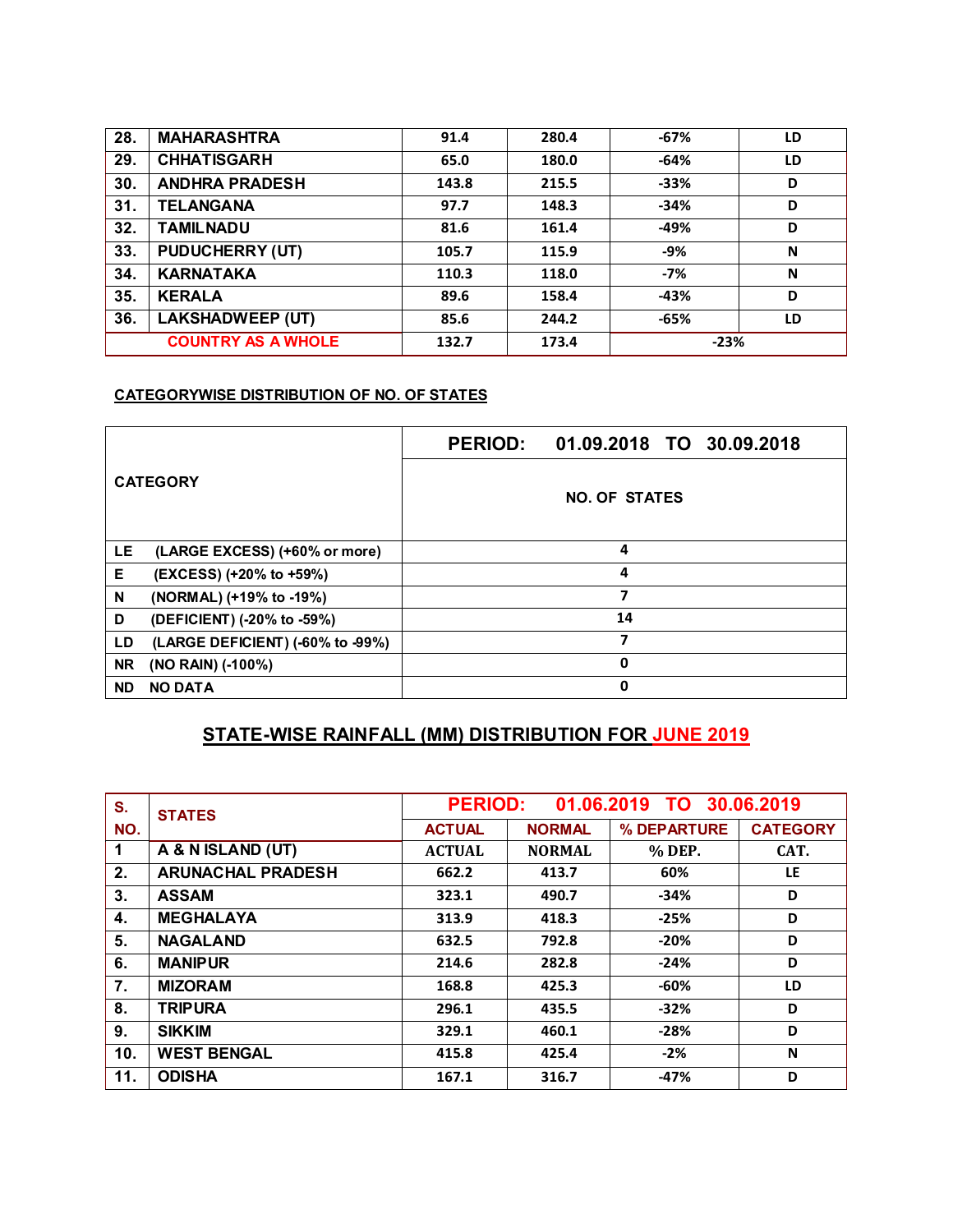| | | | | | |
|---|---|---|---|---|---|
| 28. | MAHARASHTRA | 91.4 | 280.4 | -67% | LD |
| 29. | CHHATISGARH | 65.0 | 180.0 | -64% | LD |
| 30. | ANDHRA PRADESH | 143.8 | 215.5 | -33% | D |
| 31. | TELANGANA | 97.7 | 148.3 | -34% | D |
| 32. | TAMILNADU | 81.6 | 161.4 | -49% | D |
| 33. | PUDUCHERRY (UT) | 105.7 | 115.9 | -9% | N |
| 34. | KARNATAKA | 110.3 | 118.0 | -7% | N |
| 35. | KERALA | 89.6 | 158.4 | -43% | D |
| 36. | LAKSHADWEEP (UT) | 85.6 | 244.2 | -65% | LD |
| | COUNTRY AS A WHOLE | 132.7 | 173.4 | -23% | |

**CATEGORYWISE DISTRIBUTION OF NO. OF STATES**

| CATEGORY | PERIOD: 01.09.2018 TO 30.09.2018 |
|---|---|
| | NO. OF STATES |
| LE (LARGE EXCESS) (+60% or more) | 4 |
| E (EXCESS) (+20% to +59%) | 4 |
| N (NORMAL) (+19% to -19%) | 7 |
| D (DEFICIENT) (-20% to -59%) | 14 |
| LD (LARGE DEFICIENT) (-60% to -99%) | 7 |
| NR (NO RAIN) (-100%) | 0 |
| ND NO DATA | 0 |

## STATE-WISE RAINFALL (MM) DISTRIBUTION FOR JUNE 2019

| S. NO. | STATES | PERIOD: 01.06.2019 TO 30.06.2019 | | | |
|---|---|---|---|---|---|
| | | ACTUAL | NORMAL | % DEPARTURE | CATEGORY |
| 1 | A & N ISLAND (UT) | ACTUAL | NORMAL | % DEP. | CAT. |
| 2. | ARUNACHAL PRADESH | 662.2 | 413.7 | 60% | LE |
| 3. | ASSAM | 323.1 | 490.7 | -34% | D |
| 4. | MEGHALAYA | 313.9 | 418.3 | -25% | D |
| 5. | NAGALAND | 632.5 | 792.8 | -20% | D |
| 6. | MANIPUR | 214.6 | 282.8 | -24% | D |
| 7. | MIZORAM | 168.8 | 425.3 | -60% | LD |
| 8. | TRIPURA | 296.1 | 435.5 | -32% | D |
| 9. | SIKKIM | 329.1 | 460.1 | -28% | D |
| 10. | WEST BENGAL | 415.8 | 425.4 | -2% | N |
| 11. | ODISHA | 167.1 | 316.7 | -47% | D |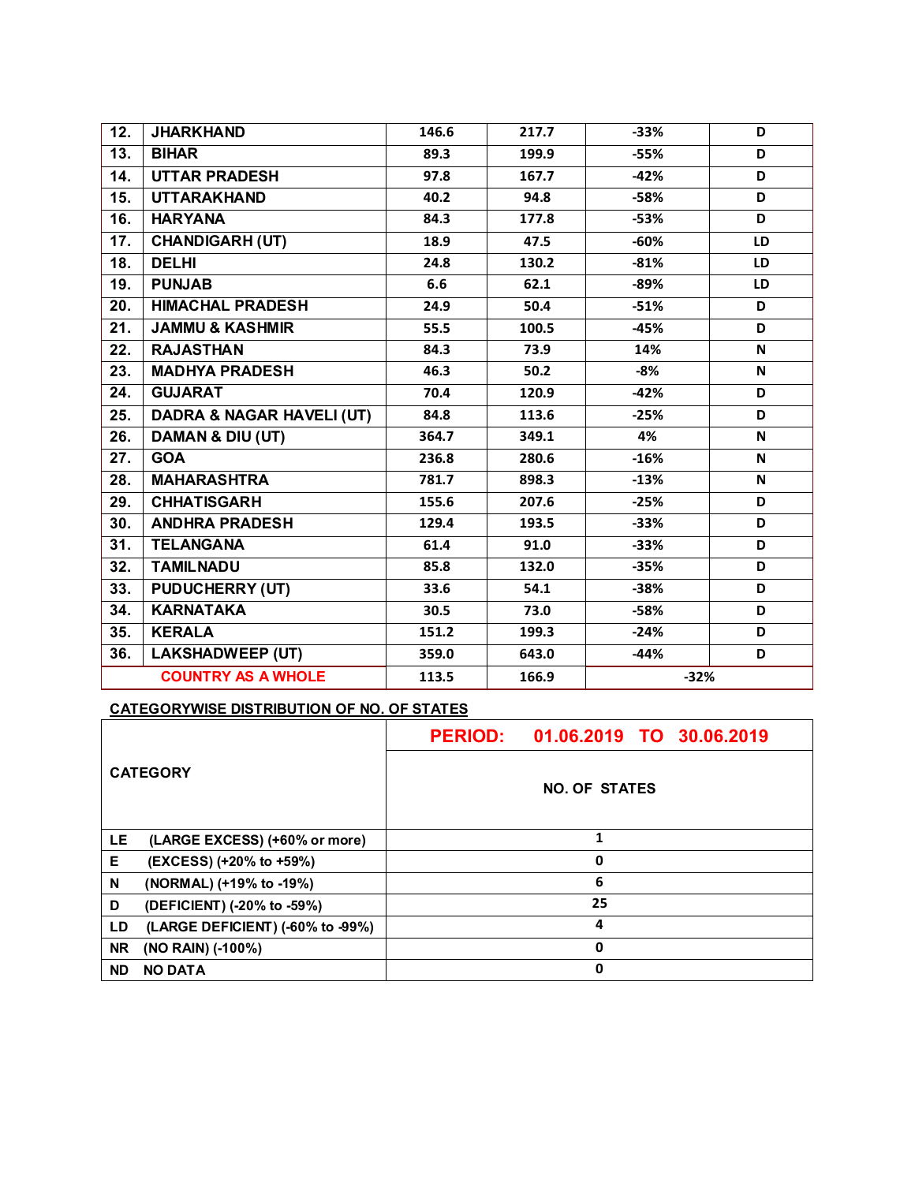| | | | | | |
|---|---|---|---|---|---|
| 12. | JHARKHAND | 146.6 | 217.7 | -33% | D |
| 13. | BIHAR | 89.3 | 199.9 | -55% | D |
| 14. | UTTAR PRADESH | 97.8 | 167.7 | -42% | D |
| 15. | UTTARAKHAND | 40.2 | 94.8 | -58% | D |
| 16. | HARYANA | 84.3 | 177.8 | -53% | D |
| 17. | CHANDIGARH (UT) | 18.9 | 47.5 | -60% | LD |
| 18. | DELHI | 24.8 | 130.2 | -81% | LD |
| 19. | PUNJAB | 6.6 | 62.1 | -89% | LD |
| 20. | HIMACHAL PRADESH | 24.9 | 50.4 | -51% | D |
| 21. | JAMMU & KASHMIR | 55.5 | 100.5 | -45% | D |
| 22. | RAJASTHAN | 84.3 | 73.9 | 14% | N |
| 23. | MADHYA PRADESH | 46.3 | 50.2 | -8% | N |
| 24. | GUJARAT | 70.4 | 120.9 | -42% | D |
| 25. | DADRA & NAGAR HAVELI (UT) | 84.8 | 113.6 | -25% | D |
| 26. | DAMAN & DIU (UT) | 364.7 | 349.1 | 4% | N |
| 27. | GOA | 236.8 | 280.6 | -16% | N |
| 28. | MAHARASHTRA | 781.7 | 898.3 | -13% | N |
| 29. | CHHATISGARH | 155.6 | 207.6 | -25% | D |
| 30. | ANDHRA PRADESH | 129.4 | 193.5 | -33% | D |
| 31. | TELANGANA | 61.4 | 91.0 | -33% | D |
| 32. | TAMILNADU | 85.8 | 132.0 | -35% | D |
| 33. | PUDUCHERRY (UT) | 33.6 | 54.1 | -38% | D |
| 34. | KARNATAKA | 30.5 | 73.0 | -58% | D |
| 35. | KERALA | 151.2 | 199.3 | -24% | D |
| 36. | LAKSHADWEEP (UT) | 359.0 | 643.0 | -44% | D |
| | **COUNTRY AS A WHOLE** | 113.5 | 166.9 | -32% | |

**CATEGORYWISE DISTRIBUTION OF NO. OF STATES**

| CATEGORY | PERIOD: 01.06.2019 TO 30.06.2019 |
|---|---|
| | NO. OF STATES |
| LE (LARGE EXCESS) (+60% or more) | 1 |
| E (EXCESS) (+20% to +59%) | 0 |
| N (NORMAL) (+19% to -19%) | 6 |
| D (DEFICIENT) (-20% to -59%) | 25 |
| LD (LARGE DEFICIENT) (-60% to -99%) | 4 |
| NR (NO RAIN) (-100%) | 0 |
| ND NO DATA | 0 |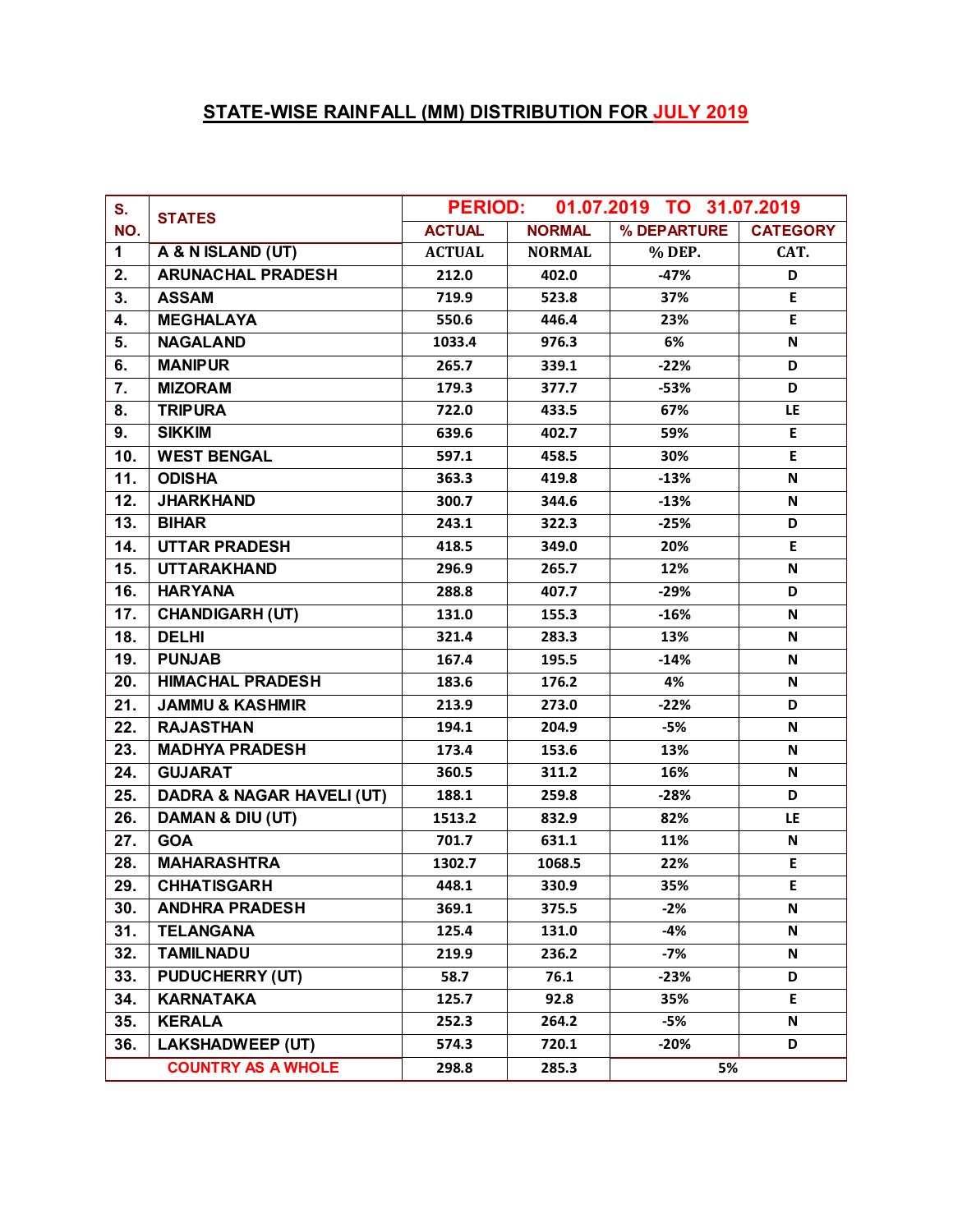## STATE-WISE RAINFALL (MM) DISTRIBUTION FOR JULY 2019

| S. NO. | STATES | PERIOD: 01.07.2019 TO 31.07.2019 | | | |
|---|---|---|---|---|---|
| | | ACTUAL | NORMAL | % DEPARTURE | CATEGORY |
| 1 | A & N ISLAND (UT) | ACTUAL | NORMAL | % DEP. | CAT. |
| 2. | ARUNACHAL PRADESH | 212.0 | 402.0 | -47% | D |
| 3. | ASSAM | 719.9 | 523.8 | 37% | E |
| 4. | MEGHALAYA | 550.6 | 446.4 | 23% | E |
| 5. | NAGALAND | 1033.4 | 976.3 | 6% | N |
| 6. | MANIPUR | 265.7 | 339.1 | -22% | D |
| 7. | MIZORAM | 179.3 | 377.7 | -53% | D |
| 8. | TRIPURA | 722.0 | 433.5 | 67% | LE |
| 9. | SIKKIM | 639.6 | 402.7 | 59% | E |
| 10. | WEST BENGAL | 597.1 | 458.5 | 30% | E |
| 11. | ODISHA | 363.3 | 419.8 | -13% | N |
| 12. | JHARKHAND | 300.7 | 344.6 | -13% | N |
| 13. | BIHAR | 243.1 | 322.3 | -25% | D |
| 14. | UTTAR PRADESH | 418.5 | 349.0 | 20% | E |
| 15. | UTTARAKHAND | 296.9 | 265.7 | 12% | N |
| 16. | HARYANA | 288.8 | 407.7 | -29% | D |
| 17. | CHANDIGARH (UT) | 131.0 | 155.3 | -16% | N |
| 18. | DELHI | 321.4 | 283.3 | 13% | N |
| 19. | PUNJAB | 167.4 | 195.5 | -14% | N |
| 20. | HIMACHAL PRADESH | 183.6 | 176.2 | 4% | N |
| 21. | JAMMU & KASHMIR | 213.9 | 273.0 | -22% | D |
| 22. | RAJASTHAN | 194.1 | 204.9 | -5% | N |
| 23. | MADHYA PRADESH | 173.4 | 153.6 | 13% | N |
| 24. | GUJARAT | 360.5 | 311.2 | 16% | N |
| 25. | DADRA & NAGAR HAVELI (UT) | 188.1 | 259.8 | -28% | D |
| 26. | DAMAN & DIU (UT) | 1513.2 | 832.9 | 82% | LE |
| 27. | GOA | 701.7 | 631.1 | 11% | N |
| 28. | MAHARASHTRA | 1302.7 | 1068.5 | 22% | E |
| 29. | CHHATISGARH | 448.1 | 330.9 | 35% | E |
| 30. | ANDHRA PRADESH | 369.1 | 375.5 | -2% | N |
| 31. | TELANGANA | 125.4 | 131.0 | -4% | N |
| 32. | TAMILNADU | 219.9 | 236.2 | -7% | N |
| 33. | PUDUCHERRY (UT) | 58.7 | 76.1 | -23% | D |
| 34. | KARNATAKA | 125.7 | 92.8 | 35% | E |
| 35. | KERALA | 252.3 | 264.2 | -5% | N |
| 36. | LAKSHADWEEP (UT) | 574.3 | 720.1 | -20% | D |
| | COUNTRY AS A WHOLE | 298.8 | 285.3 | 5% | |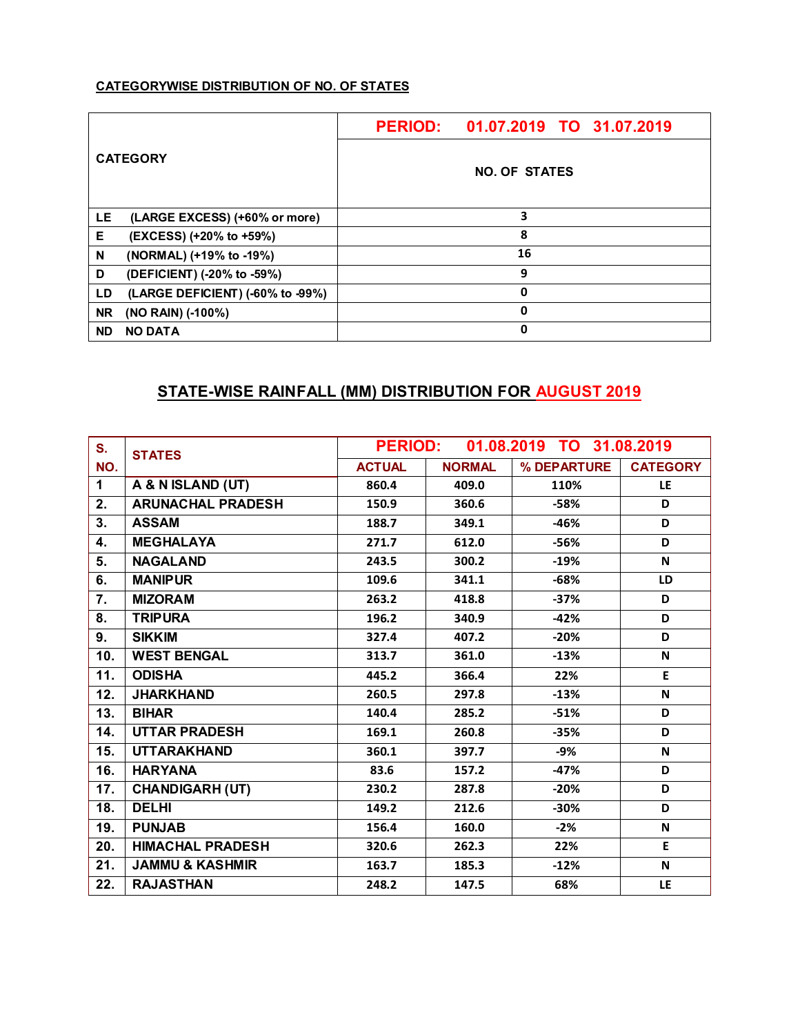**CATEGORYWISE DISTRIBUTION OF NO. OF STATES**

| CATEGORY | PERIOD: 01.07.2019 TO 31.07.2019 |
|---|---|
| | NO. OF STATES |
| LE (LARGE EXCESS) (+60% or more) | 3 |
| E (EXCESS) (+20% to +59%) | 8 |
| N (NORMAL) (+19% to -19%) | 16 |
| D (DEFICIENT) (-20% to -59%) | 9 |
| LD (LARGE DEFICIENT) (-60% to -99%) | 0 |
| NR (NO RAIN) (-100%) | 0 |
| ND NO DATA | 0 |

## STATE-WISE RAINFALL (MM) DISTRIBUTION FOR AUGUST 2019

| S. NO. | STATES | PERIOD: 01.08.2019 TO 31.08.2019 | | | |
|---|---|---|---|---|---|
| | | ACTUAL | NORMAL | % DEPARTURE | CATEGORY |
| 1 | A & N ISLAND (UT) | 860.4 | 409.0 | 110% | LE |
| 2. | ARUNACHAL PRADESH | 150.9 | 360.6 | -58% | D |
| 3. | ASSAM | 188.7 | 349.1 | -46% | D |
| 4. | MEGHALAYA | 271.7 | 612.0 | -56% | D |
| 5. | NAGALAND | 243.5 | 300.2 | -19% | N |
| 6. | MANIPUR | 109.6 | 341.1 | -68% | LD |
| 7. | MIZORAM | 263.2 | 418.8 | -37% | D |
| 8. | TRIPURA | 196.2 | 340.9 | -42% | D |
| 9. | SIKKIM | 327.4 | 407.2 | -20% | D |
| 10. | WEST BENGAL | 313.7 | 361.0 | -13% | N |
| 11. | ODISHA | 445.2 | 366.4 | 22% | E |
| 12. | JHARKHAND | 260.5 | 297.8 | -13% | N |
| 13. | BIHAR | 140.4 | 285.2 | -51% | D |
| 14. | UTTAR PRADESH | 169.1 | 260.8 | -35% | D |
| 15. | UTTARAKHAND | 360.1 | 397.7 | -9% | N |
| 16. | HARYANA | 83.6 | 157.2 | -47% | D |
| 17. | CHANDIGARH (UT) | 230.2 | 287.8 | -20% | D |
| 18. | DELHI | 149.2 | 212.6 | -30% | D |
| 19. | PUNJAB | 156.4 | 160.0 | -2% | N |
| 20. | HIMACHAL PRADESH | 320.6 | 262.3 | 22% | E |
| 21. | JAMMU & KASHMIR | 163.7 | 185.3 | -12% | N |
| 22. | RAJASTHAN | 248.2 | 147.5 | 68% | LE |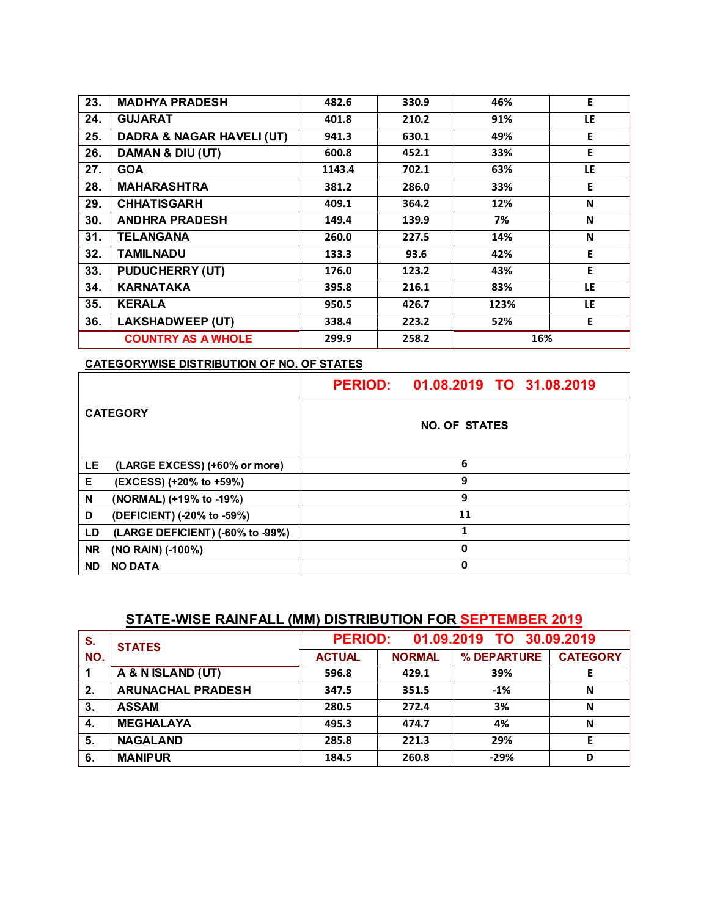| | | | | | |
|---|---|---|---|---|---|
| 23. | MADHYA PRADESH | 482.6 | 330.9 | 46% | E |
| 24. | GUJARAT | 401.8 | 210.2 | 91% | LE |
| 25. | DADRA & NAGAR HAVELI (UT) | 941.3 | 630.1 | 49% | E |
| 26. | DAMAN & DIU (UT) | 600.8 | 452.1 | 33% | E |
| 27. | GOA | 1143.4 | 702.1 | 63% | LE |
| 28. | MAHARASHTRA | 381.2 | 286.0 | 33% | E |
| 29. | CHHATISGARH | 409.1 | 364.2 | 12% | N |
| 30. | ANDHRA PRADESH | 149.4 | 139.9 | 7% | N |
| 31. | TELANGANA | 260.0 | 227.5 | 14% | N |
| 32. | TAMILNADU | 133.3 | 93.6 | 42% | E |
| 33. | PUDUCHERRY (UT) | 176.0 | 123.2 | 43% | E |
| 34. | KARNATAKA | 395.8 | 216.1 | 83% | LE |
| 35. | KERALA | 950.5 | 426.7 | 123% | LE |
| 36. | LAKSHADWEEP (UT) | 338.4 | 223.2 | 52% | E |
| | COUNTRY AS A WHOLE | 299.9 | 258.2 | 16% | |

**CATEGORYWISE DISTRIBUTION OF NO. OF STATES**

| CATEGORY | PERIOD: 01.08.2019 TO 31.08.2019 |
|---|---|
| | NO. OF STATES |
| LE (LARGE EXCESS) (+60% or more) | 6 |
| E (EXCESS) (+20% to +59%) | 9 |
| N (NORMAL) (+19% to -19%) | 9 |
| D (DEFICIENT) (-20% to -59%) | 11 |
| LD (LARGE DEFICIENT) (-60% to -99%) | 1 |
| NR (NO RAIN) (-100%) | 0 |
| ND NO DATA | 0 |

## STATE-WISE RAINFALL (MM) DISTRIBUTION FOR SEPTEMBER 2019

| S. NO. | STATES | PERIOD: 01.09.2019 TO 30.09.2019 | | | |
|---|---|---|---|---|---|
| | | ACTUAL | NORMAL | % DEPARTURE | CATEGORY |
| 1 | A & N ISLAND (UT) | 596.8 | 429.1 | 39% | E |
| 2. | ARUNACHAL PRADESH | 347.5 | 351.5 | -1% | N |
| 3. | ASSAM | 280.5 | 272.4 | 3% | N |
| 4. | MEGHALAYA | 495.3 | 474.7 | 4% | N |
| 5. | NAGALAND | 285.8 | 221.3 | 29% | E |
| 6. | MANIPUR | 184.5 | 260.8 | -29% | D |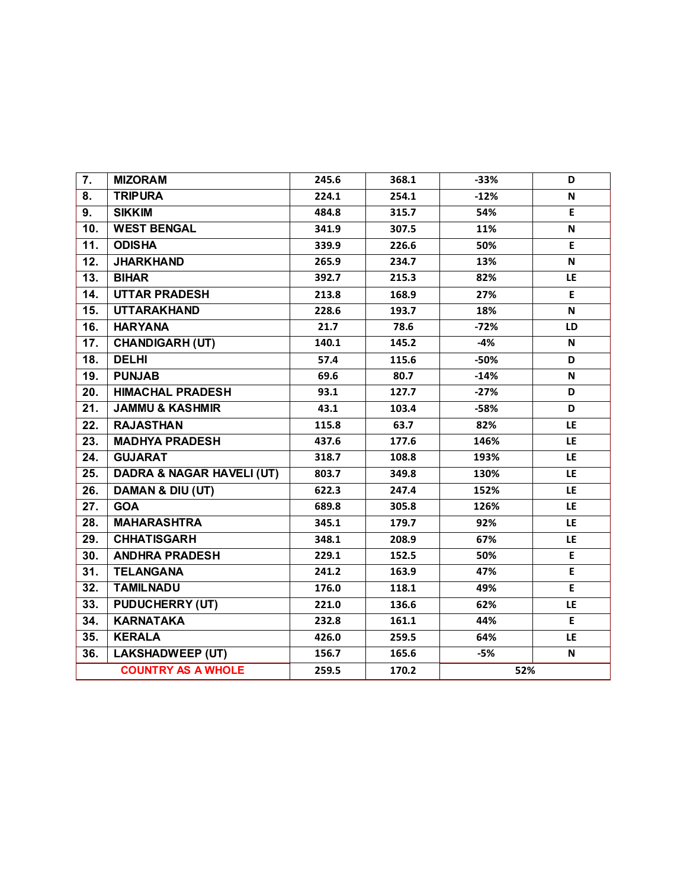| 7. | MIZORAM | 245.6 | 368.1 | -33% | D |
|---|---|---|---|---|---|
| 8. | TRIPURA | 224.1 | 254.1 | -12% | N |
| 9. | SIKKIM | 484.8 | 315.7 | 54% | E |
| 10. | WEST BENGAL | 341.9 | 307.5 | 11% | N |
| 11. | ODISHA | 339.9 | 226.6 | 50% | E |
| 12. | JHARKHAND | 265.9 | 234.7 | 13% | N |
| 13. | BIHAR | 392.7 | 215.3 | 82% | LE |
| 14. | UTTAR PRADESH | 213.8 | 168.9 | 27% | E |
| 15. | UTTARAKHAND | 228.6 | 193.7 | 18% | N |
| 16. | HARYANA | 21.7 | 78.6 | -72% | LD |
| 17. | CHANDIGARH (UT) | 140.1 | 145.2 | -4% | N |
| 18. | DELHI | 57.4 | 115.6 | -50% | D |
| 19. | PUNJAB | 69.6 | 80.7 | -14% | N |
| 20. | HIMACHAL PRADESH | 93.1 | 127.7 | -27% | D |
| 21. | JAMMU & KASHMIR | 43.1 | 103.4 | -58% | D |
| 22. | RAJASTHAN | 115.8 | 63.7 | 82% | LE |
| 23. | MADHYA PRADESH | 437.6 | 177.6 | 146% | LE |
| 24. | GUJARAT | 318.7 | 108.8 | 193% | LE |
| 25. | DADRA & NAGAR HAVELI (UT) | 803.7 | 349.8 | 130% | LE |
| 26. | DAMAN & DIU (UT) | 622.3 | 247.4 | 152% | LE |
| 27. | GOA | 689.8 | 305.8 | 126% | LE |
| 28. | MAHARASHTRA | 345.1 | 179.7 | 92% | LE |
| 29. | CHHATISGARH | 348.1 | 208.9 | 67% | LE |
| 30. | ANDHRA PRADESH | 229.1 | 152.5 | 50% | E |
| 31. | TELANGANA | 241.2 | 163.9 | 47% | E |
| 32. | TAMILNADU | 176.0 | 118.1 | 49% | E |
| 33. | PUDUCHERRY (UT) | 221.0 | 136.6 | 62% | LE |
| 34. | KARNATAKA | 232.8 | 161.1 | 44% | E |
| 35. | KERALA | 426.0 | 259.5 | 64% | LE |
| 36. | LAKSHADWEEP (UT) | 156.7 | 165.6 | -5% | N |
| | COUNTRY AS A WHOLE | 259.5 | 170.2 | 52% | |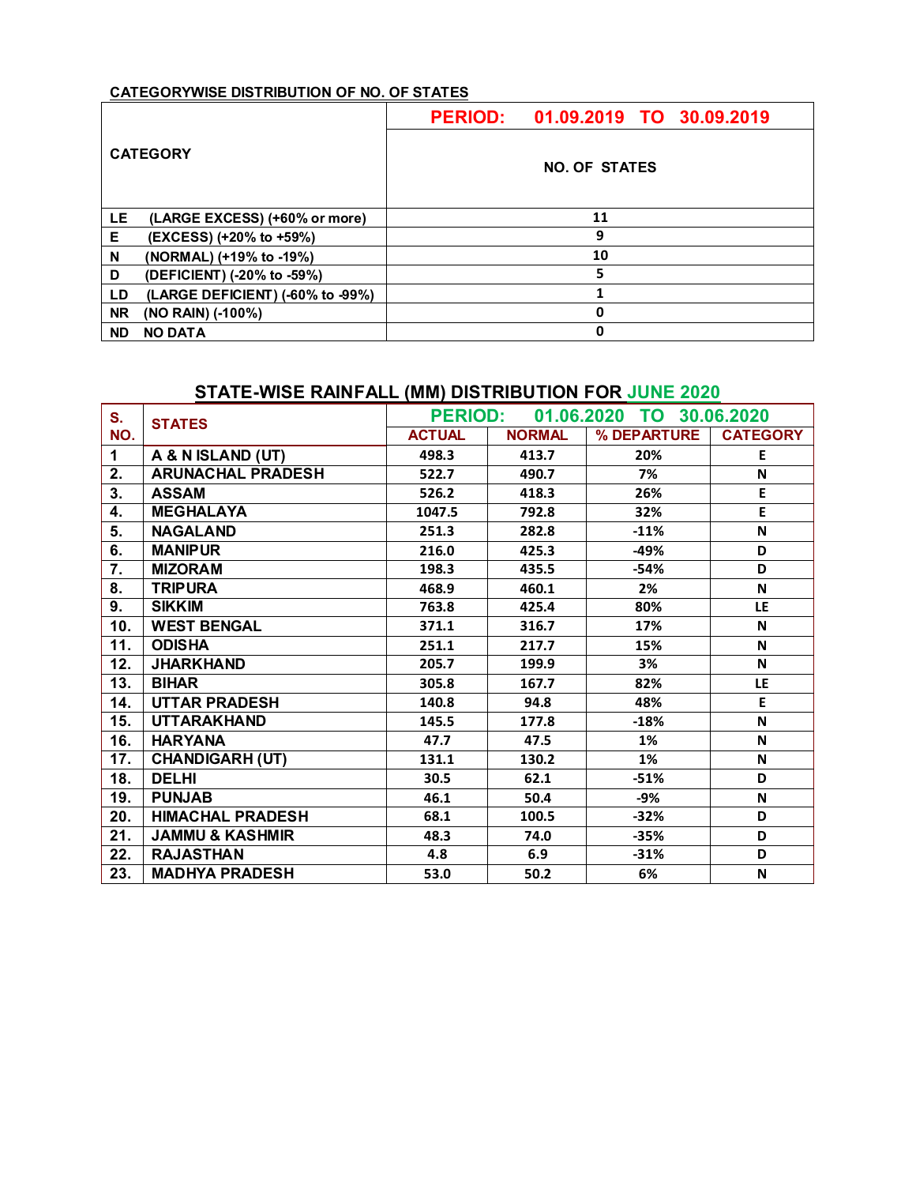**CATEGORYWISE DISTRIBUTION OF NO. OF STATES**

| CATEGORY | PERIOD: 01.09.2019 TO 30.09.2019 |
|---|---|
| | NO. OF STATES |
| LE (LARGE EXCESS) (+60% or more) | 11 |
| E (EXCESS) (+20% to +59%) | 9 |
| N (NORMAL) (+19% to -19%) | 10 |
| D (DEFICIENT) (-20% to -59%) | 5 |
| LD (LARGE DEFICIENT) (-60% to -99%) | 1 |
| NR (NO RAIN) (-100%) | 0 |
| ND NO DATA | 0 |

## STATE-WISE RAINFALL (MM) DISTRIBUTION FOR JUNE 2020

| S. NO. | STATES | PERIOD: 01.06.2020 TO 30.06.2020 | | | |
|---|---|---|---|---|---|
| | | ACTUAL | NORMAL | % DEPARTURE | CATEGORY |
| 1 | A & N ISLAND (UT) | 498.3 | 413.7 | 20% | E |
| 2. | ARUNACHAL PRADESH | 522.7 | 490.7 | 7% | N |
| 3. | ASSAM | 526.2 | 418.3 | 26% | E |
| 4. | MEGHALAYA | 1047.5 | 792.8 | 32% | E |
| 5. | NAGALAND | 251.3 | 282.8 | -11% | N |
| 6. | MANIPUR | 216.0 | 425.3 | -49% | D |
| 7. | MIZORAM | 198.3 | 435.5 | -54% | D |
| 8. | TRIPURA | 468.9 | 460.1 | 2% | N |
| 9. | SIKKIM | 763.8 | 425.4 | 80% | LE |
| 10. | WEST BENGAL | 371.1 | 316.7 | 17% | N |
| 11. | ODISHA | 251.1 | 217.7 | 15% | N |
| 12. | JHARKHAND | 205.7 | 199.9 | 3% | N |
| 13. | BIHAR | 305.8 | 167.7 | 82% | LE |
| 14. | UTTAR PRADESH | 140.8 | 94.8 | 48% | E |
| 15. | UTTARAKHAND | 145.5 | 177.8 | -18% | N |
| 16. | HARYANA | 47.7 | 47.5 | 1% | N |
| 17. | CHANDIGARH (UT) | 131.1 | 130.2 | 1% | N |
| 18. | DELHI | 30.5 | 62.1 | -51% | D |
| 19. | PUNJAB | 46.1 | 50.4 | -9% | N |
| 20. | HIMACHAL PRADESH | 68.1 | 100.5 | -32% | D |
| 21. | JAMMU & KASHMIR | 48.3 | 74.0 | -35% | D |
| 22. | RAJASTHAN | 4.8 | 6.9 | -31% | D |
| 23. | MADHYA PRADESH | 53.0 | 50.2 | 6% | N |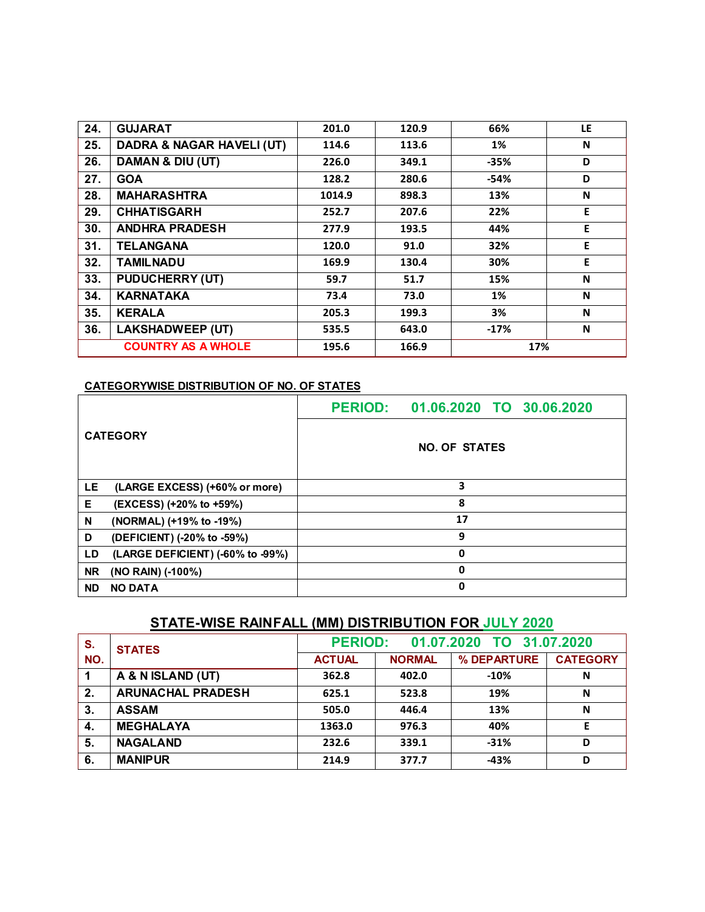| 24. | GUJARAT | 201.0 | 120.9 | 66% | LE |
|---|---|---|---|---|---|
| 25. | DADRA & NAGAR HAVELI (UT) | 114.6 | 113.6 | 1% | N |
| 26. | DAMAN & DIU (UT) | 226.0 | 349.1 | -35% | D |
| 27. | GOA | 128.2 | 280.6 | -54% | D |
| 28. | MAHARASHTRA | 1014.9 | 898.3 | 13% | N |
| 29. | CHHATISGARH | 252.7 | 207.6 | 22% | E |
| 30. | ANDHRA PRADESH | 277.9 | 193.5 | 44% | E |
| 31. | TELANGANA | 120.0 | 91.0 | 32% | E |
| 32. | TAMILNADU | 169.9 | 130.4 | 30% | E |
| 33. | PUDUCHERRY (UT) | 59.7 | 51.7 | 15% | N |
| 34. | KARNATAKA | 73.4 | 73.0 | 1% | N |
| 35. | KERALA | 205.3 | 199.3 | 3% | N |
| 36. | LAKSHADWEEP (UT) | 535.5 | 643.0 | -17% | N |
| | COUNTRY AS A WHOLE | 195.6 | 166.9 | 17% | |

**CATEGORYWISE DISTRIBUTION OF NO. OF STATES**

| CATEGORY | PERIOD: 01.06.2020 TO 30.06.2020 |
|---|---|
| | NO. OF STATES |
| LE (LARGE EXCESS) (+60% or more) | 3 |
| E (EXCESS) (+20% to +59%) | 8 |
| N (NORMAL) (+19% to -19%) | 17 |
| D (DEFICIENT) (-20% to -59%) | 9 |
| LD (LARGE DEFICIENT) (-60% to -99%) | 0 |
| NR (NO RAIN) (-100%) | 0 |
| ND NO DATA | 0 |

## STATE-WISE RAINFALL (MM) DISTRIBUTION FOR JULY 2020

| S. NO. | STATES | PERIOD: 01.07.2020 TO 31.07.2020 | | | |
|---|---|---|---|---|---|
| | | ACTUAL | NORMAL | % DEPARTURE | CATEGORY |
| 1 | A & N ISLAND (UT) | 362.8 | 402.0 | -10% | N |
| 2. | ARUNACHAL PRADESH | 625.1 | 523.8 | 19% | N |
| 3. | ASSAM | 505.0 | 446.4 | 13% | N |
| 4. | MEGHALAYA | 1363.0 | 976.3 | 40% | E |
| 5. | NAGALAND | 232.6 | 339.1 | -31% | D |
| 6. | MANIPUR | 214.9 | 377.7 | -43% | D |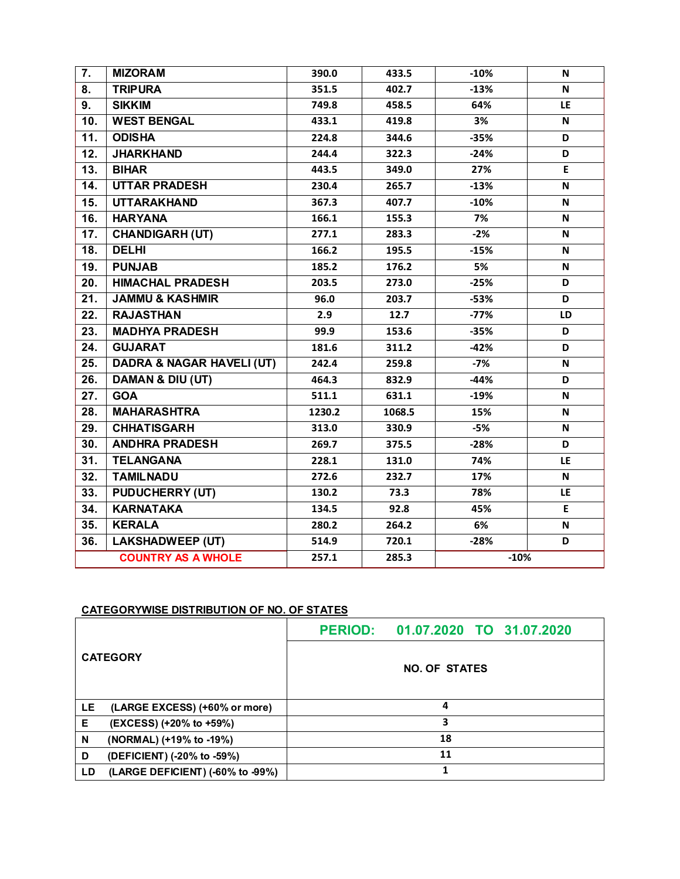| | | | | | |
|---|---|---|---|---|---|
| 7. | MIZORAM | 390.0 | 433.5 | -10% | N |
| 8. | TRIPURA | 351.5 | 402.7 | -13% | N |
| 9. | SIKKIM | 749.8 | 458.5 | 64% | LE |
| 10. | WEST BENGAL | 433.1 | 419.8 | 3% | N |
| 11. | ODISHA | 224.8 | 344.6 | -35% | D |
| 12. | JHARKHAND | 244.4 | 322.3 | -24% | D |
| 13. | BIHAR | 443.5 | 349.0 | 27% | E |
| 14. | UTTAR PRADESH | 230.4 | 265.7 | -13% | N |
| 15. | UTTARAKHAND | 367.3 | 407.7 | -10% | N |
| 16. | HARYANA | 166.1 | 155.3 | 7% | N |
| 17. | CHANDIGARH (UT) | 277.1 | 283.3 | -2% | N |
| 18. | DELHI | 166.2 | 195.5 | -15% | N |
| 19. | PUNJAB | 185.2 | 176.2 | 5% | N |
| 20. | HIMACHAL PRADESH | 203.5 | 273.0 | -25% | D |
| 21. | JAMMU & KASHMIR | 96.0 | 203.7 | -53% | D |
| 22. | RAJASTHAN | 2.9 | 12.7 | -77% | LD |
| 23. | MADHYA PRADESH | 99.9 | 153.6 | -35% | D |
| 24. | GUJARAT | 181.6 | 311.2 | -42% | D |
| 25. | DADRA & NAGAR HAVELI (UT) | 242.4 | 259.8 | -7% | N |
| 26. | DAMAN & DIU (UT) | 464.3 | 832.9 | -44% | D |
| 27. | GOA | 511.1 | 631.1 | -19% | N |
| 28. | MAHARASHTRA | 1230.2 | 1068.5 | 15% | N |
| 29. | CHHATISGARH | 313.0 | 330.9 | -5% | N |
| 30. | ANDHRA PRADESH | 269.7 | 375.5 | -28% | D |
| 31. | TELANGANA | 228.1 | 131.0 | 74% | LE |
| 32. | TAMILNADU | 272.6 | 232.7 | 17% | N |
| 33. | PUDUCHERRY (UT) | 130.2 | 73.3 | 78% | LE |
| 34. | KARNATAKA | 134.5 | 92.8 | 45% | E |
| 35. | KERALA | 280.2 | 264.2 | 6% | N |
| 36. | LAKSHADWEEP (UT) | 514.9 | 720.1 | -28% | D |
| | COUNTRY AS A WHOLE | 257.1 | 285.3 | -10% | |

**CATEGORYWISE DISTRIBUTION OF NO. OF STATES**

| CATEGORY | PERIOD: 01.07.2020 TO 31.07.2020 |
|---|---|
| | NO. OF STATES |
| LE (LARGE EXCESS) (+60% or more) | 4 |
| E (EXCESS) (+20% to +59%) | 3 |
| N (NORMAL) (+19% to -19%) | 18 |
| D (DEFICIENT) (-20% to -59%) | 11 |
| LD (LARGE DEFICIENT) (-60% to -99%) | 1 |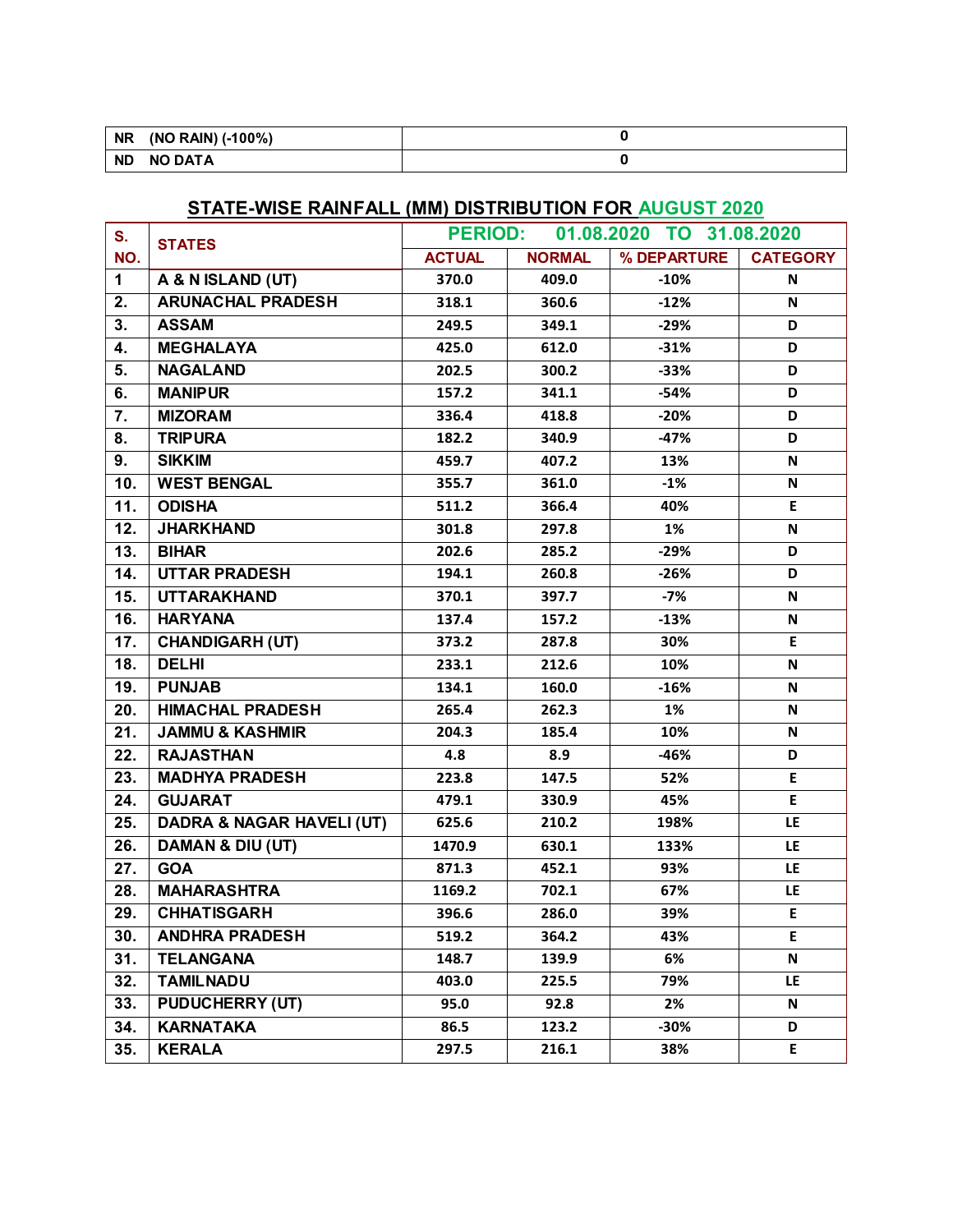| NR (NO RAIN) (-100%) | 0 |
|---|---|
| ND NO DATA | 0 |

## STATE-WISE RAINFALL (MM) DISTRIBUTION FOR AUGUST 2020

| S. NO. | STATES | PERIOD: 01.08.2020 TO 31.08.2020 | | | |
|---|---|---|---|---|---|
| | | ACTUAL | NORMAL | % DEPARTURE | CATEGORY |
| 1 | A & N ISLAND (UT) | 370.0 | 409.0 | -10% | N |
| 2. | ARUNACHAL PRADESH | 318.1 | 360.6 | -12% | N |
| 3. | ASSAM | 249.5 | 349.1 | -29% | D |
| 4. | MEGHALAYA | 425.0 | 612.0 | -31% | D |
| 5. | NAGALAND | 202.5 | 300.2 | -33% | D |
| 6. | MANIPUR | 157.2 | 341.1 | -54% | D |
| 7. | MIZORAM | 336.4 | 418.8 | -20% | D |
| 8. | TRIPURA | 182.2 | 340.9 | -47% | D |
| 9. | SIKKIM | 459.7 | 407.2 | 13% | N |
| 10. | WEST BENGAL | 355.7 | 361.0 | -1% | N |
| 11. | ODISHA | 511.2 | 366.4 | 40% | E |
| 12. | JHARKHAND | 301.8 | 297.8 | 1% | N |
| 13. | BIHAR | 202.6 | 285.2 | -29% | D |
| 14. | UTTAR PRADESH | 194.1 | 260.8 | -26% | D |
| 15. | UTTARAKHAND | 370.1 | 397.7 | -7% | N |
| 16. | HARYANA | 137.4 | 157.2 | -13% | N |
| 17. | CHANDIGARH (UT) | 373.2 | 287.8 | 30% | E |
| 18. | DELHI | 233.1 | 212.6 | 10% | N |
| 19. | PUNJAB | 134.1 | 160.0 | -16% | N |
| 20. | HIMACHAL PRADESH | 265.4 | 262.3 | 1% | N |
| 21. | JAMMU & KASHMIR | 204.3 | 185.4 | 10% | N |
| 22. | RAJASTHAN | 4.8 | 8.9 | -46% | D |
| 23. | MADHYA PRADESH | 223.8 | 147.5 | 52% | E |
| 24. | GUJARAT | 479.1 | 330.9 | 45% | E |
| 25. | DADRA & NAGAR HAVELI (UT) | 625.6 | 210.2 | 198% | LE |
| 26. | DAMAN & DIU (UT) | 1470.9 | 630.1 | 133% | LE |
| 27. | GOA | 871.3 | 452.1 | 93% | LE |
| 28. | MAHARASHTRA | 1169.2 | 702.1 | 67% | LE |
| 29. | CHHATISGARH | 396.6 | 286.0 | 39% | E |
| 30. | ANDHRA PRADESH | 519.2 | 364.2 | 43% | E |
| 31. | TELANGANA | 148.7 | 139.9 | 6% | N |
| 32. | TAMILNADU | 403.0 | 225.5 | 79% | LE |
| 33. | PUDUCHERRY (UT) | 95.0 | 92.8 | 2% | N |
| 34. | KARNATAKA | 86.5 | 123.2 | -30% | D |
| 35. | KERALA | 297.5 | 216.1 | 38% | E |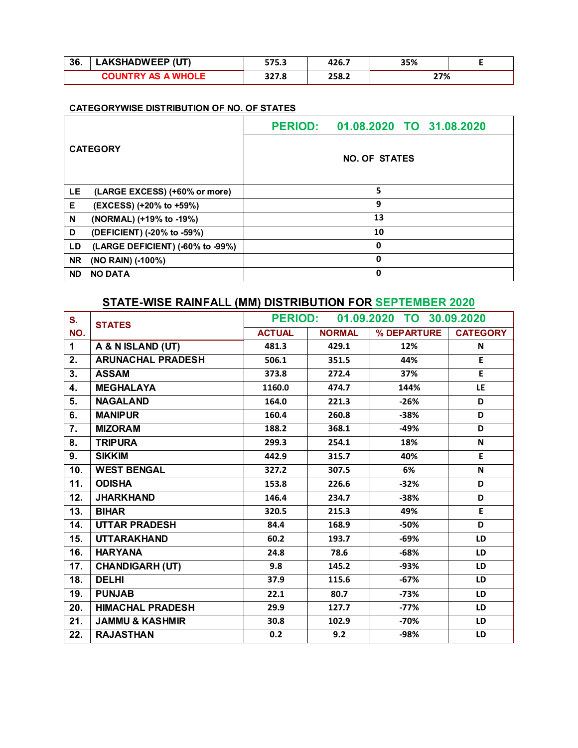| 36. | LAKSHADWEEP (UT) | 575.3 | 426.7 | 35% | E |
|---|---|---|---|---|---|
| | COUNTRY AS A WHOLE | 327.8 | 258.2 | 27% | |

**CATEGORYWISE DISTRIBUTION OF NO. OF STATES**

| CATEGORY | PERIOD: 01.08.2020 TO 31.08.2020 |
|---|---|
| | NO. OF STATES |
| LE (LARGE EXCESS) (+60% or more) | 5 |
| E (EXCESS) (+20% to +59%) | 9 |
| N (NORMAL) (+19% to -19%) | 13 |
| D (DEFICIENT) (-20% to -59%) | 10 |
| LD (LARGE DEFICIENT) (-60% to -99%) | 0 |
| NR (NO RAIN) (-100%) | 0 |
| ND NO DATA | 0 |

## STATE-WISE RAINFALL (MM) DISTRIBUTION FOR SEPTEMBER 2020

| S. NO. | STATES | PERIOD: 01.09.2020 TO 30.09.2020 | | | |
|---|---|---|---|---|---|
| | | ACTUAL | NORMAL | % DEPARTURE | CATEGORY |
| 1 | A & N ISLAND (UT) | 481.3 | 429.1 | 12% | N |
| 2. | ARUNACHAL PRADESH | 506.1 | 351.5 | 44% | E |
| 3. | ASSAM | 373.8 | 272.4 | 37% | E |
| 4. | MEGHALAYA | 1160.0 | 474.7 | 144% | LE |
| 5. | NAGALAND | 164.0 | 221.3 | -26% | D |
| 6. | MANIPUR | 160.4 | 260.8 | -38% | D |
| 7. | MIZORAM | 188.2 | 368.1 | -49% | D |
| 8. | TRIPURA | 299.3 | 254.1 | 18% | N |
| 9. | SIKKIM | 442.9 | 315.7 | 40% | E |
| 10. | WEST BENGAL | 327.2 | 307.5 | 6% | N |
| 11. | ODISHA | 153.8 | 226.6 | -32% | D |
| 12. | JHARKHAND | 146.4 | 234.7 | -38% | D |
| 13. | BIHAR | 320.5 | 215.3 | 49% | E |
| 14. | UTTAR PRADESH | 84.4 | 168.9 | -50% | D |
| 15. | UTTARAKHAND | 60.2 | 193.7 | -69% | LD |
| 16. | HARYANA | 24.8 | 78.6 | -68% | LD |
| 17. | CHANDIGARH (UT) | 9.8 | 145.2 | -93% | LD |
| 18. | DELHI | 37.9 | 115.6 | -67% | LD |
| 19. | PUNJAB | 22.1 | 80.7 | -73% | LD |
| 20. | HIMACHAL PRADESH | 29.9 | 127.7 | -77% | LD |
| 21. | JAMMU & KASHMIR | 30.8 | 102.9 | -70% | LD |
| 22. | RAJASTHAN | 0.2 | 9.2 | -98% | LD |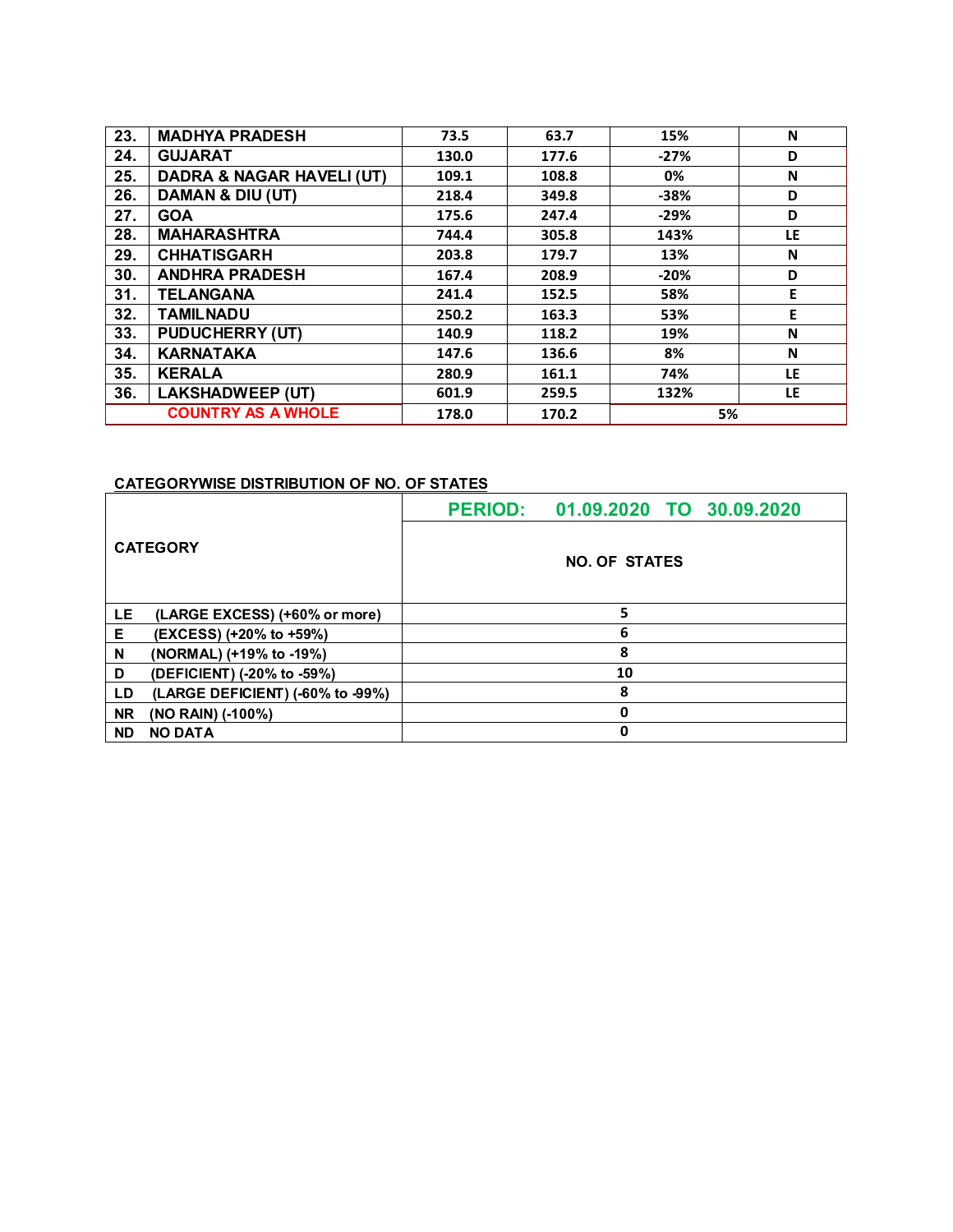| 23. | MADHYA PRADESH | 73.5 | 63.7 | 15% | N |
|---|---|---|---|---|---|
| 24. | GUJARAT | 130.0 | 177.6 | -27% | D |
| 25. | DADRA & NAGAR HAVELI (UT) | 109.1 | 108.8 | 0% | N |
| 26. | DAMAN & DIU (UT) | 218.4 | 349.8 | -38% | D |
| 27. | GOA | 175.6 | 247.4 | -29% | D |
| 28. | MAHARASHTRA | 744.4 | 305.8 | 143% | LE |
| 29. | CHHATISGARH | 203.8 | 179.7 | 13% | N |
| 30. | ANDHRA PRADESH | 167.4 | 208.9 | -20% | D |
| 31. | TELANGANA | 241.4 | 152.5 | 58% | E |
| 32. | TAMILNADU | 250.2 | 163.3 | 53% | E |
| 33. | PUDUCHERRY (UT) | 140.9 | 118.2 | 19% | N |
| 34. | KARNATAKA | 147.6 | 136.6 | 8% | N |
| 35. | KERALA | 280.9 | 161.1 | 74% | LE |
| 36. | LAKSHADWEEP (UT) | 601.9 | 259.5 | 132% | LE |
| | COUNTRY AS A WHOLE | 178.0 | 170.2 | 5% | |

**CATEGORYWISE DISTRIBUTION OF NO. OF STATES**

| CATEGORY | PERIOD: 01.09.2020 TO 30.09.2020 |
|---|---|
| | NO. OF STATES |
| LE (LARGE EXCESS) (+60% or more) | 5 |
| E (EXCESS) (+20% to +59%) | 6 |
| N (NORMAL) (+19% to -19%) | 8 |
| D (DEFICIENT) (-20% to -59%) | 10 |
| LD (LARGE DEFICIENT) (-60% to -99%) | 8 |
| NR (NO RAIN) (-100%) | 0 |
| ND NO DATA | 0 |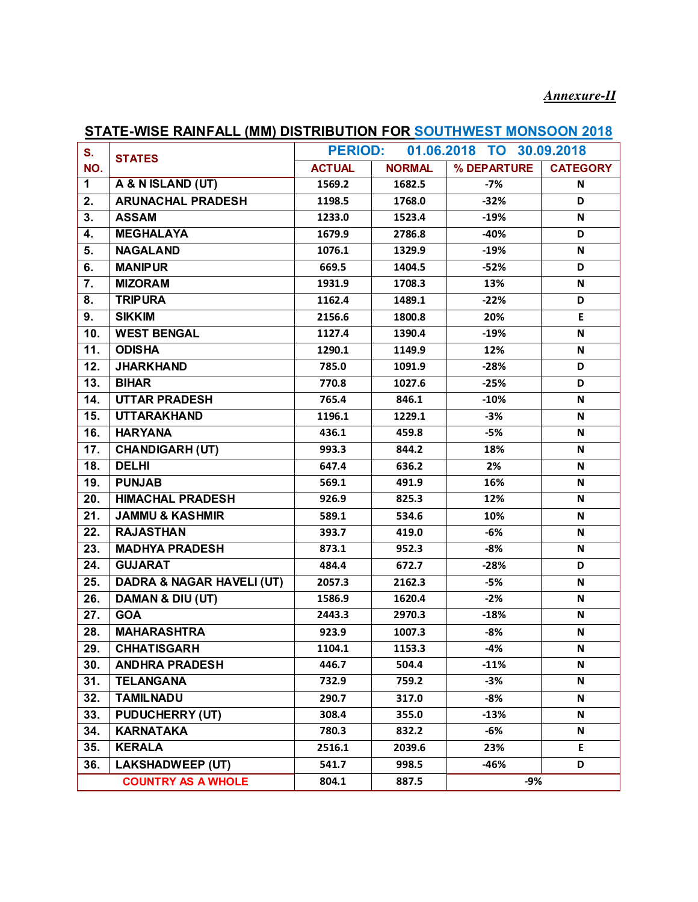*Annexure-II*

## STATE-WISE RAINFALL (MM) DISTRIBUTION FOR SOUTHWEST MONSOON 2018

| S. NO. | STATES | PERIOD: 01.06.2018 TO 30.09.2018 | | | |
|---|---|---|---|---|---|
| | | ACTUAL | NORMAL | % DEPARTURE | CATEGORY |
| 1 | A & N ISLAND (UT) | 1569.2 | 1682.5 | -7% | N |
| 2. | ARUNACHAL PRADESH | 1198.5 | 1768.0 | -32% | D |
| 3. | ASSAM | 1233.0 | 1523.4 | -19% | N |
| 4. | MEGHALAYA | 1679.9 | 2786.8 | -40% | D |
| 5. | NAGALAND | 1076.1 | 1329.9 | -19% | N |
| 6. | MANIPUR | 669.5 | 1404.5 | -52% | D |
| 7. | MIZORAM | 1931.9 | 1708.3 | 13% | N |
| 8. | TRIPURA | 1162.4 | 1489.1 | -22% | D |
| 9. | SIKKIM | 2156.6 | 1800.8 | 20% | E |
| 10. | WEST BENGAL | 1127.4 | 1390.4 | -19% | N |
| 11. | ODISHA | 1290.1 | 1149.9 | 12% | N |
| 12. | JHARKHAND | 785.0 | 1091.9 | -28% | D |
| 13. | BIHAR | 770.8 | 1027.6 | -25% | D |
| 14. | UTTAR PRADESH | 765.4 | 846.1 | -10% | N |
| 15. | UTTARAKHAND | 1196.1 | 1229.1 | -3% | N |
| 16. | HARYANA | 436.1 | 459.8 | -5% | N |
| 17. | CHANDIGARH (UT) | 993.3 | 844.2 | 18% | N |
| 18. | DELHI | 647.4 | 636.2 | 2% | N |
| 19. | PUNJAB | 569.1 | 491.9 | 16% | N |
| 20. | HIMACHAL PRADESH | 926.9 | 825.3 | 12% | N |
| 21. | JAMMU & KASHMIR | 589.1 | 534.6 | 10% | N |
| 22. | RAJASTHAN | 393.7 | 419.0 | -6% | N |
| 23. | MADHYA PRADESH | 873.1 | 952.3 | -8% | N |
| 24. | GUJARAT | 484.4 | 672.7 | -28% | D |
| 25. | DADRA & NAGAR HAVELI (UT) | 2057.3 | 2162.3 | -5% | N |
| 26. | DAMAN & DIU (UT) | 1586.9 | 1620.4 | -2% | N |
| 27. | GOA | 2443.3 | 2970.3 | -18% | N |
| 28. | MAHARASHTRA | 923.9 | 1007.3 | -8% | N |
| 29. | CHHATISGARH | 1104.1 | 1153.3 | -4% | N |
| 30. | ANDHRA PRADESH | 446.7 | 504.4 | -11% | N |
| 31. | TELANGANA | 732.9 | 759.2 | -3% | N |
| 32. | TAMILNADU | 290.7 | 317.0 | -8% | N |
| 33. | PUDUCHERRY (UT) | 308.4 | 355.0 | -13% | N |
| 34. | KARNATAKA | 780.3 | 832.2 | -6% | N |
| 35. | KERALA | 2516.1 | 2039.6 | 23% | E |
| 36. | LAKSHADWEEP (UT) | 541.7 | 998.5 | -46% | D |
| | COUNTRY AS A WHOLE | 804.1 | 887.5 | -9% | |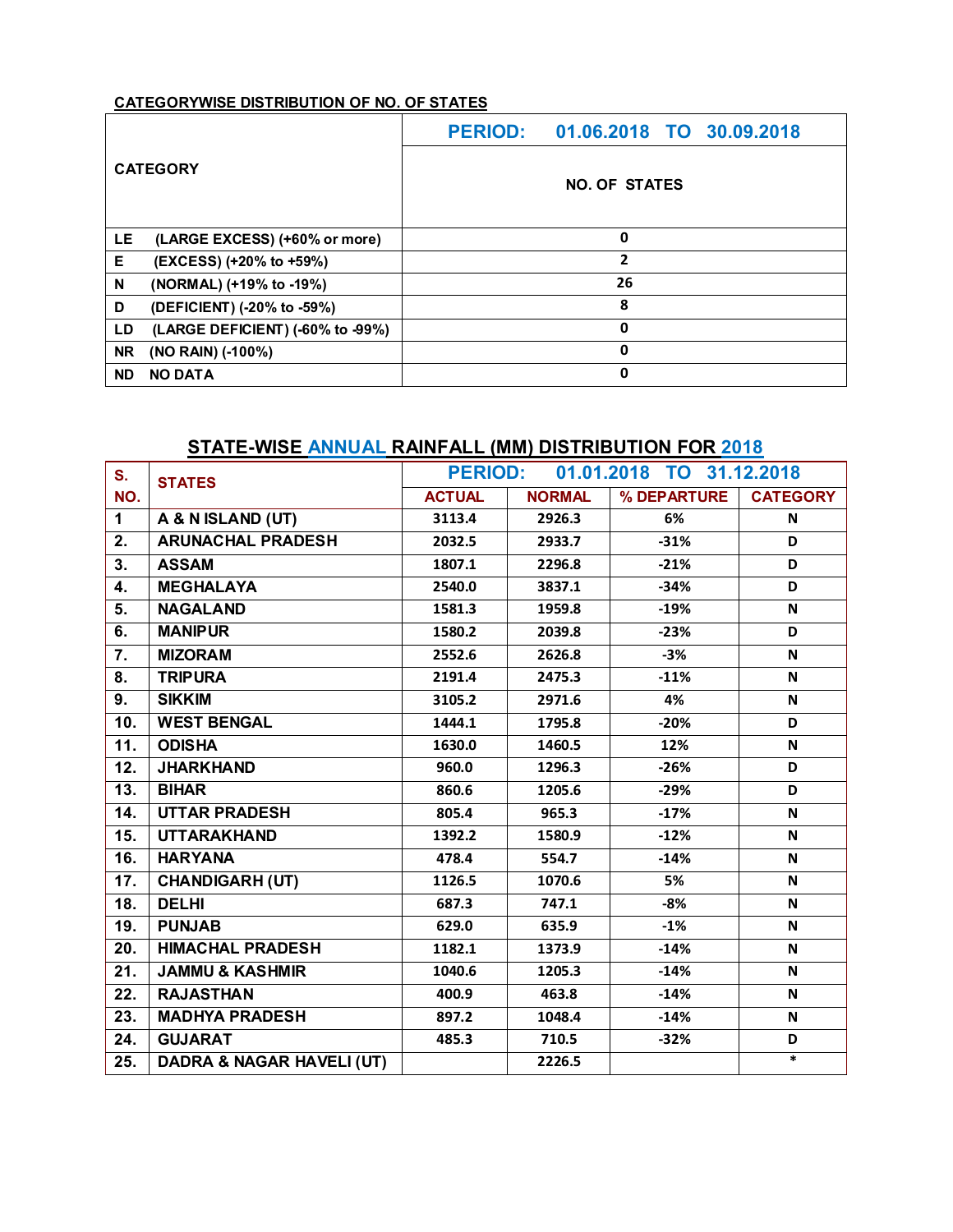### CATEGORYWISE DISTRIBUTION OF NO. OF STATES

| CATEGORY | PERIOD: 01.06.2018 TO 30.09.2018 |
|---|---|
| | NO. OF STATES |
| LE (LARGE EXCESS) (+60% or more) | 0 |
| E (EXCESS) (+20% to +59%) | 2 |
| N (NORMAL) (+19% to -19%) | 26 |
| D (DEFICIENT) (-20% to -59%) | 8 |
| LD (LARGE DEFICIENT) (-60% to -99%) | 0 |
| NR (NO RAIN) (-100%) | 0 |
| ND NO DATA | 0 |

### STATE-WISE ANNUAL RAINFALL (MM) DISTRIBUTION FOR 2018

| S. NO. | STATES | PERIOD: 01.01.2018 TO 31.12.2018 | | | |
|---|---|---|---|---|---|
| | | ACTUAL | NORMAL | % DEPARTURE | CATEGORY |
| 1 | A & N ISLAND (UT) | 3113.4 | 2926.3 | 6% | N |
| 2. | ARUNACHAL PRADESH | 2032.5 | 2933.7 | -31% | D |
| 3. | ASSAM | 1807.1 | 2296.8 | -21% | D |
| 4. | MEGHALAYA | 2540.0 | 3837.1 | -34% | D |
| 5. | NAGALAND | 1581.3 | 1959.8 | -19% | N |
| 6. | MANIPUR | 1580.2 | 2039.8 | -23% | D |
| 7. | MIZORAM | 2552.6 | 2626.8 | -3% | N |
| 8. | TRIPURA | 2191.4 | 2475.3 | -11% | N |
| 9. | SIKKIM | 3105.2 | 2971.6 | 4% | N |
| 10. | WEST BENGAL | 1444.1 | 1795.8 | -20% | D |
| 11. | ODISHA | 1630.0 | 1460.5 | 12% | N |
| 12. | JHARKHAND | 960.0 | 1296.3 | -26% | D |
| 13. | BIHAR | 860.6 | 1205.6 | -29% | D |
| 14. | UTTAR PRADESH | 805.4 | 965.3 | -17% | N |
| 15. | UTTARAKHAND | 1392.2 | 1580.9 | -12% | N |
| 16. | HARYANA | 478.4 | 554.7 | -14% | N |
| 17. | CHANDIGARH (UT) | 1126.5 | 1070.6 | 5% | N |
| 18. | DELHI | 687.3 | 747.1 | -8% | N |
| 19. | PUNJAB | 629.0 | 635.9 | -1% | N |
| 20. | HIMACHAL PRADESH | 1182.1 | 1373.9 | -14% | N |
| 21. | JAMMU & KASHMIR | 1040.6 | 1205.3 | -14% | N |
| 22. | RAJASTHAN | 400.9 | 463.8 | -14% | N |
| 23. | MADHYA PRADESH | 897.2 | 1048.4 | -14% | N |
| 24. | GUJARAT | 485.3 | 710.5 | -32% | D |
| 25. | DADRA & NAGAR HAVELI (UT) | | 2226.5 | | * |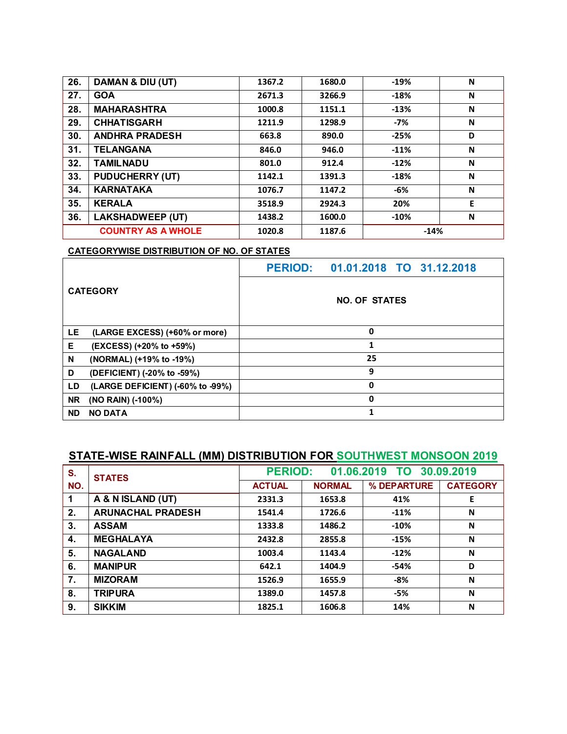| | | | | | |
|---|---|---|---|---|---|
| 26. | DAMAN & DIU (UT) | 1367.2 | 1680.0 | -19% | N |
| 27. | GOA | 2671.3 | 3266.9 | -18% | N |
| 28. | MAHARASHTRA | 1000.8 | 1151.1 | -13% | N |
| 29. | CHHATISGARH | 1211.9 | 1298.9 | -7% | N |
| 30. | ANDHRA PRADESH | 663.8 | 890.0 | -25% | D |
| 31. | TELANGANA | 846.0 | 946.0 | -11% | N |
| 32. | TAMILNADU | 801.0 | 912.4 | -12% | N |
| 33. | PUDUCHERRY (UT) | 1142.1 | 1391.3 | -18% | N |
| 34. | KARNATAKA | 1076.7 | 1147.2 | -6% | N |
| 35. | KERALA | 3518.9 | 2924.3 | 20% | E |
| 36. | LAKSHADWEEP (UT) | 1438.2 | 1600.0 | -10% | N |
| | COUNTRY AS A WHOLE | 1020.8 | 1187.6 | -14% | |

**CATEGORYWISE DISTRIBUTION OF NO. OF STATES**

| CATEGORY | PERIOD: 01.01.2018 TO 31.12.2018 |
|---|---|
| | NO. OF STATES |
| LE (LARGE EXCESS) (+60% or more) | 0 |
| E (EXCESS) (+20% to +59%) | 1 |
| N (NORMAL) (+19% to -19%) | 25 |
| D (DEFICIENT) (-20% to -59%) | 9 |
| LD (LARGE DEFICIENT) (-60% to -99%) | 0 |
| NR (NO RAIN) (-100%) | 0 |
| ND NO DATA | 1 |

## STATE-WISE RAINFALL (MM) DISTRIBUTION FOR SOUTHWEST MONSOON 2019

| S. NO. | STATES | PERIOD: 01.06.2019 TO 30.09.2019 | | | |
|---|---|---|---|---|---|
| | | ACTUAL | NORMAL | % DEPARTURE | CATEGORY |
| 1 | A & N ISLAND (UT) | 2331.3 | 1653.8 | 41% | E |
| 2. | ARUNACHAL PRADESH | 1541.4 | 1726.6 | -11% | N |
| 3. | ASSAM | 1333.8 | 1486.2 | -10% | N |
| 4. | MEGHALAYA | 2432.8 | 2855.8 | -15% | N |
| 5. | NAGALAND | 1003.4 | 1143.4 | -12% | N |
| 6. | MANIPUR | 642.1 | 1404.9 | -54% | D |
| 7. | MIZORAM | 1526.9 | 1655.9 | -8% | N |
| 8. | TRIPURA | 1389.0 | 1457.8 | -5% | N |
| 9. | SIKKIM | 1825.1 | 1606.8 | 14% | N |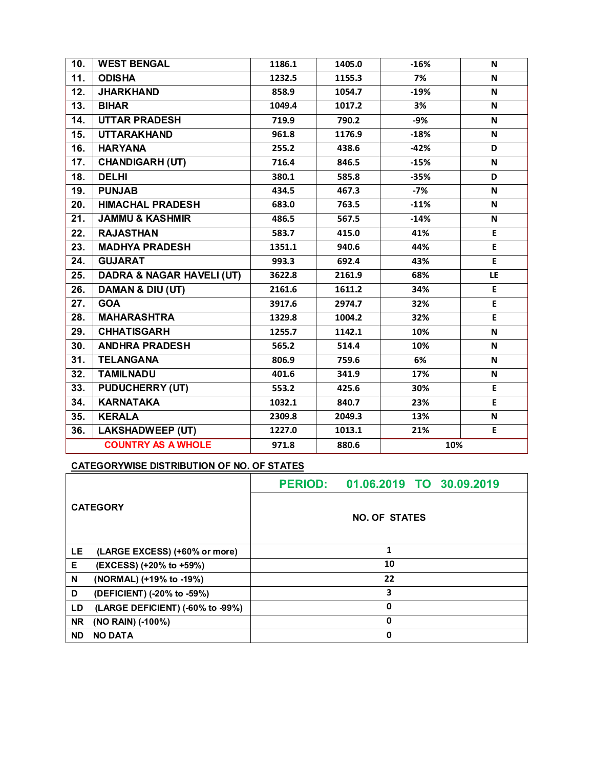| | | | | | |
|---|---|---|---|---|---|
| 10. | WEST BENGAL | 1186.1 | 1405.0 | -16% | N |
| 11. | ODISHA | 1232.5 | 1155.3 | 7% | N |
| 12. | JHARKHAND | 858.9 | 1054.7 | -19% | N |
| 13. | BIHAR | 1049.4 | 1017.2 | 3% | N |
| 14. | UTTAR PRADESH | 719.9 | 790.2 | -9% | N |
| 15. | UTTARAKHAND | 961.8 | 1176.9 | -18% | N |
| 16. | HARYANA | 255.2 | 438.6 | -42% | D |
| 17. | CHANDIGARH (UT) | 716.4 | 846.5 | -15% | N |
| 18. | DELHI | 380.1 | 585.8 | -35% | D |
| 19. | PUNJAB | 434.5 | 467.3 | -7% | N |
| 20. | HIMACHAL PRADESH | 683.0 | 763.5 | -11% | N |
| 21. | JAMMU & KASHMIR | 486.5 | 567.5 | -14% | N |
| 22. | RAJASTHAN | 583.7 | 415.0 | 41% | E |
| 23. | MADHYA PRADESH | 1351.1 | 940.6 | 44% | E |
| 24. | GUJARAT | 993.3 | 692.4 | 43% | E |
| 25. | DADRA & NAGAR HAVELI (UT) | 3622.8 | 2161.9 | 68% | LE |
| 26. | DAMAN & DIU (UT) | 2161.6 | 1611.2 | 34% | E |
| 27. | GOA | 3917.6 | 2974.7 | 32% | E |
| 28. | MAHARASHTRA | 1329.8 | 1004.2 | 32% | E |
| 29. | CHHATISGARH | 1255.7 | 1142.1 | 10% | N |
| 30. | ANDHRA PRADESH | 565.2 | 514.4 | 10% | N |
| 31. | TELANGANA | 806.9 | 759.6 | 6% | N |
| 32. | TAMILNADU | 401.6 | 341.9 | 17% | N |
| 33. | PUDUCHERRY (UT) | 553.2 | 425.6 | 30% | E |
| 34. | KARNATAKA | 1032.1 | 840.7 | 23% | E |
| 35. | KERALA | 2309.8 | 2049.3 | 13% | N |
| 36. | LAKSHADWEEP (UT) | 1227.0 | 1013.1 | 21% | E |
| | COUNTRY AS A WHOLE | 971.8 | 880.6 | 10% | |

**CATEGORYWISE DISTRIBUTION OF NO. OF STATES**

| CATEGORY | PERIOD: 01.06.2019 TO 30.09.2019 |
|---|---|
| | NO. OF STATES |
| LE (LARGE EXCESS) (+60% or more) | 1 |
| E (EXCESS) (+20% to +59%) | 10 |
| N (NORMAL) (+19% to -19%) | 22 |
| D (DEFICIENT) (-20% to -59%) | 3 |
| LD (LARGE DEFICIENT) (-60% to -99%) | 0 |
| NR (NO RAIN) (-100%) | 0 |
| ND NO DATA | 0 |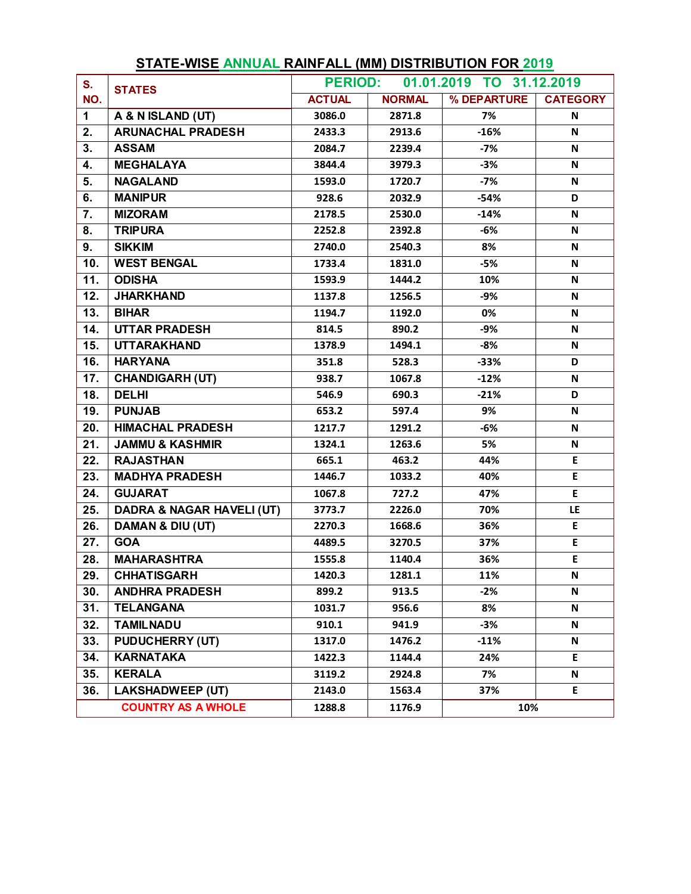## STATE-WISE ANNUAL RAINFALL (MM) DISTRIBUTION FOR 2019

| S. NO. | STATES | PERIOD: 01.01.2019 TO 31.12.2019 | | | |
|---|---|---|---|---|---|
| | | ACTUAL | NORMAL | % DEPARTURE | CATEGORY |
| 1 | A & N ISLAND (UT) | 3086.0 | 2871.8 | 7% | N |
| 2. | ARUNACHAL PRADESH | 2433.3 | 2913.6 | -16% | N |
| 3. | ASSAM | 2084.7 | 2239.4 | -7% | N |
| 4. | MEGHALAYA | 3844.4 | 3979.3 | -3% | N |
| 5. | NAGALAND | 1593.0 | 1720.7 | -7% | N |
| 6. | MANIPUR | 928.6 | 2032.9 | -54% | D |
| 7. | MIZORAM | 2178.5 | 2530.0 | -14% | N |
| 8. | TRIPURA | 2252.8 | 2392.8 | -6% | N |
| 9. | SIKKIM | 2740.0 | 2540.3 | 8% | N |
| 10. | WEST BENGAL | 1733.4 | 1831.0 | -5% | N |
| 11. | ODISHA | 1593.9 | 1444.2 | 10% | N |
| 12. | JHARKHAND | 1137.8 | 1256.5 | -9% | N |
| 13. | BIHAR | 1194.7 | 1192.0 | 0% | N |
| 14. | UTTAR PRADESH | 814.5 | 890.2 | -9% | N |
| 15. | UTTARAKHAND | 1378.9 | 1494.1 | -8% | N |
| 16. | HARYANA | 351.8 | 528.3 | -33% | D |
| 17. | CHANDIGARH (UT) | 938.7 | 1067.8 | -12% | N |
| 18. | DELHI | 546.9 | 690.3 | -21% | D |
| 19. | PUNJAB | 653.2 | 597.4 | 9% | N |
| 20. | HIMACHAL PRADESH | 1217.7 | 1291.2 | -6% | N |
| 21. | JAMMU & KASHMIR | 1324.1 | 1263.6 | 5% | N |
| 22. | RAJASTHAN | 665.1 | 463.2 | 44% | E |
| 23. | MADHYA PRADESH | 1446.7 | 1033.2 | 40% | E |
| 24. | GUJARAT | 1067.8 | 727.2 | 47% | E |
| 25. | DADRA & NAGAR HAVELI (UT) | 3773.7 | 2226.0 | 70% | LE |
| 26. | DAMAN & DIU (UT) | 2270.3 | 1668.6 | 36% | E |
| 27. | GOA | 4489.5 | 3270.5 | 37% | E |
| 28. | MAHARASHTRA | 1555.8 | 1140.4 | 36% | E |
| 29. | CHHATISGARH | 1420.3 | 1281.1 | 11% | N |
| 30. | ANDHRA PRADESH | 899.2 | 913.5 | -2% | N |
| 31. | TELANGANA | 1031.7 | 956.6 | 8% | N |
| 32. | TAMILNADU | 910.1 | 941.9 | -3% | N |
| 33. | PUDUCHERRY (UT) | 1317.0 | 1476.2 | -11% | N |
| 34. | KARNATAKA | 1422.3 | 1144.4 | 24% | E |
| 35. | KERALA | 3119.2 | 2924.8 | 7% | N |
| 36. | LAKSHADWEEP (UT) | 2143.0 | 1563.4 | 37% | E |
| | COUNTRY AS A WHOLE | 1288.8 | 1176.9 | 10% | |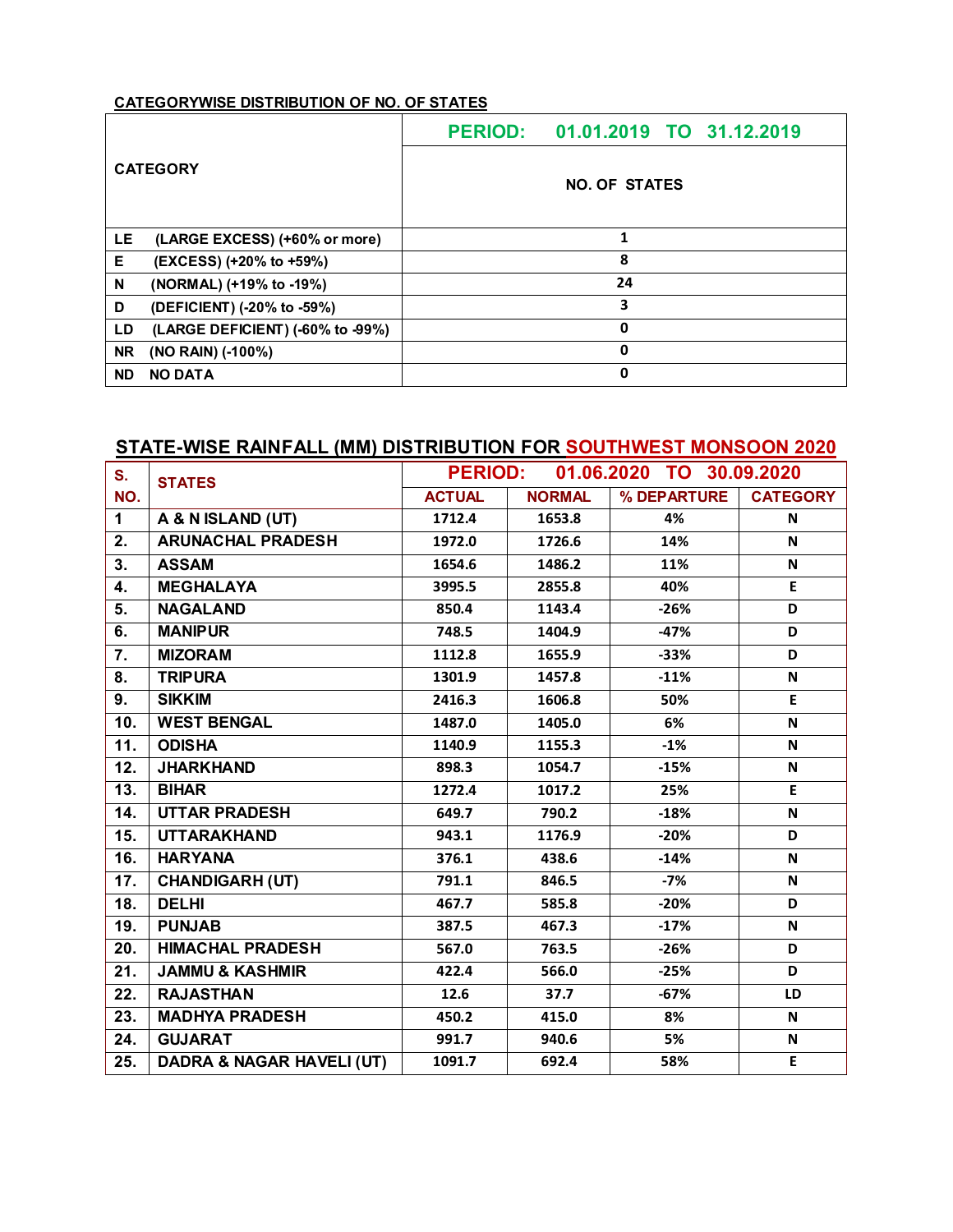**CATEGORYWISE DISTRIBUTION OF NO. OF STATES**

| CATEGORY | PERIOD: 01.01.2019 TO 31.12.2019 |
|---|---|
| | NO. OF STATES |
| LE (LARGE EXCESS) (+60% or more) | 1 |
| E (EXCESS) (+20% to +59%) | 8 |
| N (NORMAL) (+19% to -19%) | 24 |
| D (DEFICIENT) (-20% to -59%) | 3 |
| LD (LARGE DEFICIENT) (-60% to -99%) | 0 |
| NR (NO RAIN) (-100%) | 0 |
| ND NO DATA | 0 |

## STATE-WISE RAINFALL (MM) DISTRIBUTION FOR SOUTHWEST MONSOON 2020

| S. NO. | STATES | PERIOD: 01.06.2020 TO 30.09.2020 | | | |
|---|---|---|---|---|---|
| | | ACTUAL | NORMAL | % DEPARTURE | CATEGORY |
| 1 | A & N ISLAND (UT) | 1712.4 | 1653.8 | 4% | N |
| 2. | ARUNACHAL PRADESH | 1972.0 | 1726.6 | 14% | N |
| 3. | ASSAM | 1654.6 | 1486.2 | 11% | N |
| 4. | MEGHALAYA | 3995.5 | 2855.8 | 40% | E |
| 5. | NAGALAND | 850.4 | 1143.4 | -26% | D |
| 6. | MANIPUR | 748.5 | 1404.9 | -47% | D |
| 7. | MIZORAM | 1112.8 | 1655.9 | -33% | D |
| 8. | TRIPURA | 1301.9 | 1457.8 | -11% | N |
| 9. | SIKKIM | 2416.3 | 1606.8 | 50% | E |
| 10. | WEST BENGAL | 1487.0 | 1405.0 | 6% | N |
| 11. | ODISHA | 1140.9 | 1155.3 | -1% | N |
| 12. | JHARKHAND | 898.3 | 1054.7 | -15% | N |
| 13. | BIHAR | 1272.4 | 1017.2 | 25% | E |
| 14. | UTTAR PRADESH | 649.7 | 790.2 | -18% | N |
| 15. | UTTARAKHAND | 943.1 | 1176.9 | -20% | D |
| 16. | HARYANA | 376.1 | 438.6 | -14% | N |
| 17. | CHANDIGARH (UT) | 791.1 | 846.5 | -7% | N |
| 18. | DELHI | 467.7 | 585.8 | -20% | D |
| 19. | PUNJAB | 387.5 | 467.3 | -17% | N |
| 20. | HIMACHAL PRADESH | 567.0 | 763.5 | -26% | D |
| 21. | JAMMU & KASHMIR | 422.4 | 566.0 | -25% | D |
| 22. | RAJASTHAN | 12.6 | 37.7 | -67% | LD |
| 23. | MADHYA PRADESH | 450.2 | 415.0 | 8% | N |
| 24. | GUJARAT | 991.7 | 940.6 | 5% | N |
| 25. | DADRA & NAGAR HAVELI (UT) | 1091.7 | 692.4 | 58% | E |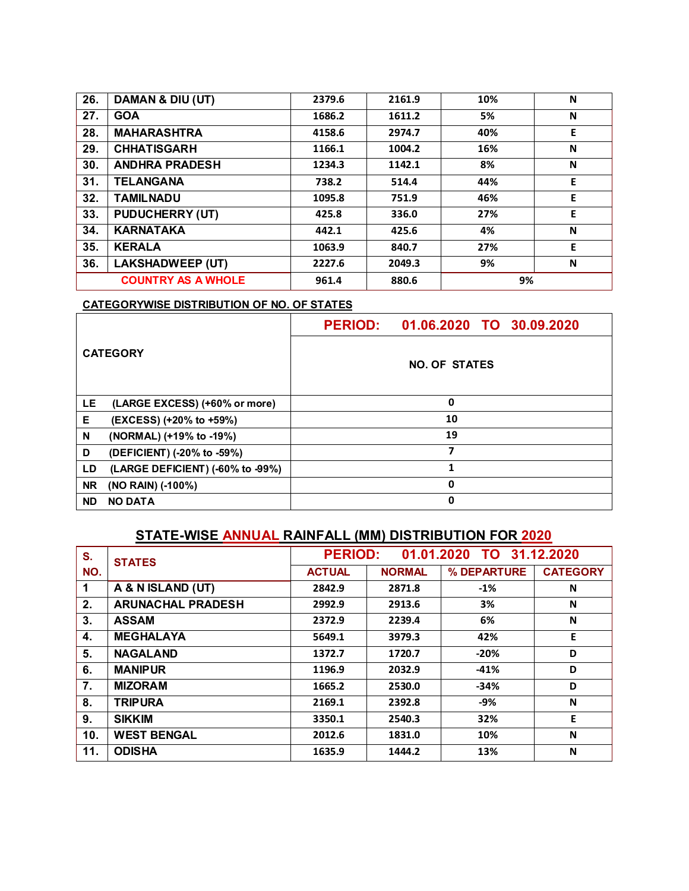| 26. | DAMAN & DIU (UT) | 2379.6 | 2161.9 | 10% | N |
|---|---|---|---|---|---|
| 27. | GOA | 1686.2 | 1611.2 | 5% | N |
| 28. | MAHARASHTRA | 4158.6 | 2974.7 | 40% | E |
| 29. | CHHATISGARH | 1166.1 | 1004.2 | 16% | N |
| 30. | ANDHRA PRADESH | 1234.3 | 1142.1 | 8% | N |
| 31. | TELANGANA | 738.2 | 514.4 | 44% | E |
| 32. | TAMILNADU | 1095.8 | 751.9 | 46% | E |
| 33. | PUDUCHERRY (UT) | 425.8 | 336.0 | 27% | E |
| 34. | KARNATAKA | 442.1 | 425.6 | 4% | N |
| 35. | KERALA | 1063.9 | 840.7 | 27% | E |
| 36. | LAKSHADWEEP (UT) | 2227.6 | 2049.3 | 9% | N |
| | COUNTRY AS A WHOLE | 961.4 | 880.6 | 9% | |

**CATEGORYWISE DISTRIBUTION OF NO. OF STATES**

| CATEGORY | PERIOD: 01.06.2020 TO 30.09.2020 |
|---|---|
| | NO. OF STATES |
| LE (LARGE EXCESS) (+60% or more) | 0 |
| E (EXCESS) (+20% to +59%) | 10 |
| N (NORMAL) (+19% to -19%) | 19 |
| D (DEFICIENT) (-20% to -59%) | 7 |
| LD (LARGE DEFICIENT) (-60% to -99%) | 1 |
| NR (NO RAIN) (-100%) | 0 |
| ND NO DATA | 0 |

## STATE-WISE ANNUAL RAINFALL (MM) DISTRIBUTION FOR 2020

| S. NO. | STATES | PERIOD: 01.01.2020 TO 31.12.2020 | | | |
|---|---|---|---|---|---|
| | | ACTUAL | NORMAL | % DEPARTURE | CATEGORY |
| 1 | A & N ISLAND (UT) | 2842.9 | 2871.8 | -1% | N |
| 2. | ARUNACHAL PRADESH | 2992.9 | 2913.6 | 3% | N |
| 3. | ASSAM | 2372.9 | 2239.4 | 6% | N |
| 4. | MEGHALAYA | 5649.1 | 3979.3 | 42% | E |
| 5. | NAGALAND | 1372.7 | 1720.7 | -20% | D |
| 6. | MANIPUR | 1196.9 | 2032.9 | -41% | D |
| 7. | MIZORAM | 1665.2 | 2530.0 | -34% | D |
| 8. | TRIPURA | 2169.1 | 2392.8 | -9% | N |
| 9. | SIKKIM | 3350.1 | 2540.3 | 32% | E |
| 10. | WEST BENGAL | 2012.6 | 1831.0 | 10% | N |
| 11. | ODISHA | 1635.9 | 1444.2 | 13% | N |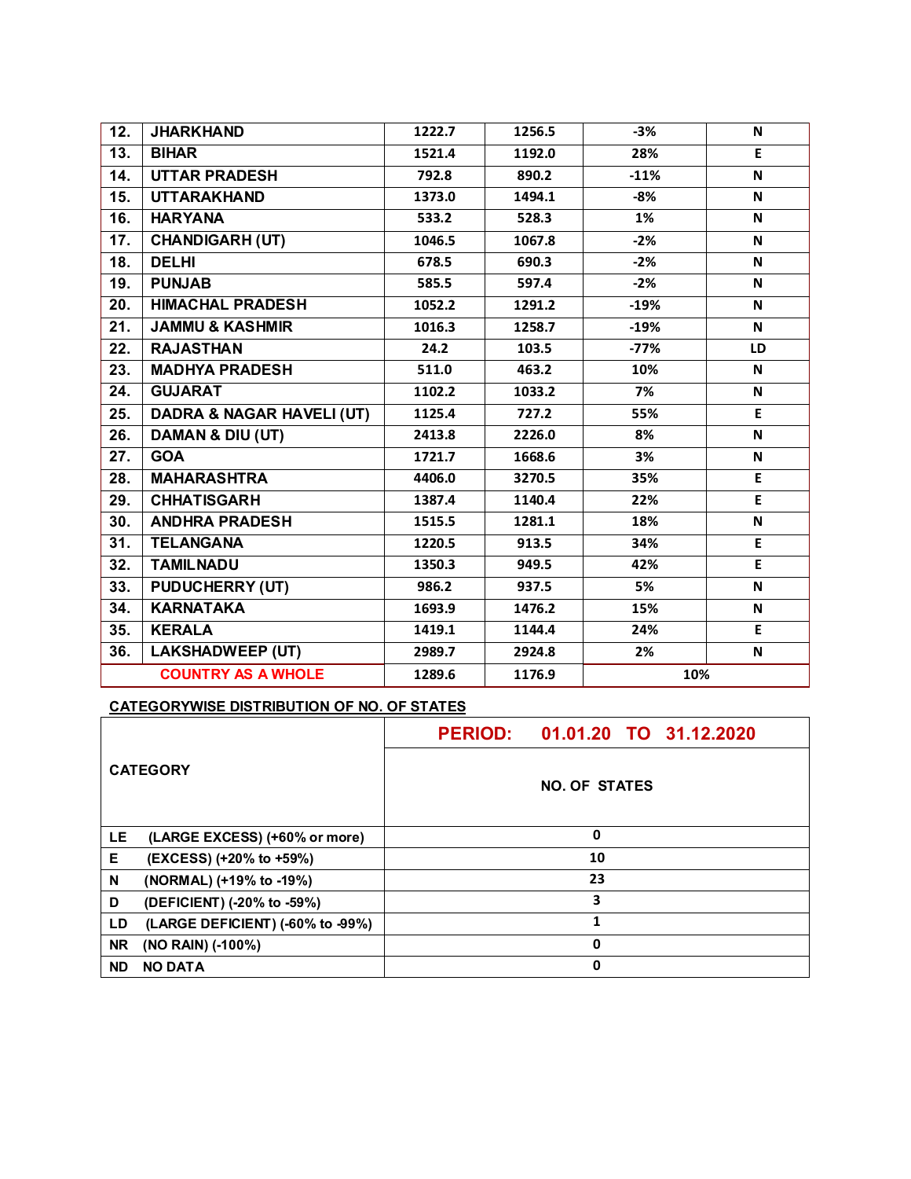| | | | | | |
|---|---|---|---|---|---|
| 12. | JHARKHAND | 1222.7 | 1256.5 | -3% | N |
| 13. | BIHAR | 1521.4 | 1192.0 | 28% | E |
| 14. | UTTAR PRADESH | 792.8 | 890.2 | -11% | N |
| 15. | UTTARAKHAND | 1373.0 | 1494.1 | -8% | N |
| 16. | HARYANA | 533.2 | 528.3 | 1% | N |
| 17. | CHANDIGARH (UT) | 1046.5 | 1067.8 | -2% | N |
| 18. | DELHI | 678.5 | 690.3 | -2% | N |
| 19. | PUNJAB | 585.5 | 597.4 | -2% | N |
| 20. | HIMACHAL PRADESH | 1052.2 | 1291.2 | -19% | N |
| 21. | JAMMU & KASHMIR | 1016.3 | 1258.7 | -19% | N |
| 22. | RAJASTHAN | 24.2 | 103.5 | -77% | LD |
| 23. | MADHYA PRADESH | 511.0 | 463.2 | 10% | N |
| 24. | GUJARAT | 1102.2 | 1033.2 | 7% | N |
| 25. | DADRA & NAGAR HAVELI (UT) | 1125.4 | 727.2 | 55% | E |
| 26. | DAMAN & DIU (UT) | 2413.8 | 2226.0 | 8% | N |
| 27. | GOA | 1721.7 | 1668.6 | 3% | N |
| 28. | MAHARASHTRA | 4406.0 | 3270.5 | 35% | E |
| 29. | CHHATISGARH | 1387.4 | 1140.4 | 22% | E |
| 30. | ANDHRA PRADESH | 1515.5 | 1281.1 | 18% | N |
| 31. | TELANGANA | 1220.5 | 913.5 | 34% | E |
| 32. | TAMILNADU | 1350.3 | 949.5 | 42% | E |
| 33. | PUDUCHERRY (UT) | 986.2 | 937.5 | 5% | N |
| 34. | KARNATAKA | 1693.9 | 1476.2 | 15% | N |
| 35. | KERALA | 1419.1 | 1144.4 | 24% | E |
| 36. | LAKSHADWEEP (UT) | 2989.7 | 2924.8 | 2% | N |
| | COUNTRY AS A WHOLE | 1289.6 | 1176.9 | 10% | |

**CATEGORYWISE DISTRIBUTION OF NO. OF STATES**

| CATEGORY | PERIOD: 01.01.20 TO 31.12.2020 |
|---|---|
| | NO. OF STATES |
| LE (LARGE EXCESS) (+60% or more) | 0 |
| E (EXCESS) (+20% to +59%) | 10 |
| N (NORMAL) (+19% to -19%) | 23 |
| D (DEFICIENT) (-20% to -59%) | 3 |
| LD (LARGE DEFICIENT) (-60% to -99%) | 1 |
| NR (NO RAIN) (-100%) | 0 |
| ND NO DATA | 0 |